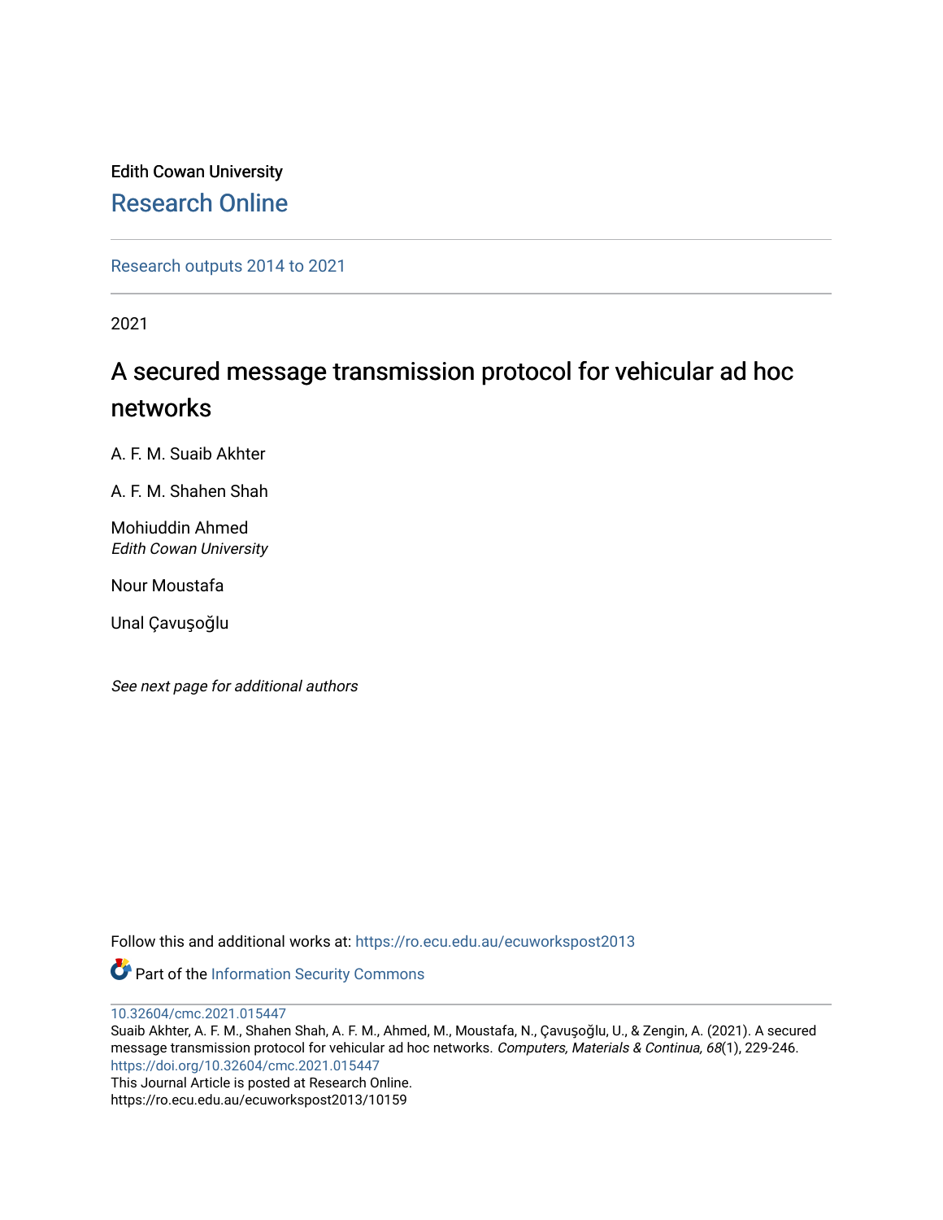Edith Cowan University

# Research Online

Research outputs 2014 to 2021

2021

# A secured message transmission protocol for vehicular ad hoc networks

A. F. M. Suaib Akhter

A. F. M. Shahen Shah

Mohiuddin Ahmed
*Edith Cowan University*

Nour Moustafa

Unal Çavuşoğlu

*See next page for additional authors*

Follow this and additional works at: https://ro.ecu.edu.au/ecuworkspost2013

Part of the Information Security Commons

10.32604/cmc.2021.015447
Suaib Akhter, A. F. M., Shahen Shah, A. F. M., Ahmed, M., Moustafa, N., Çavuşoğlu, U., & Zengin, A. (2021). A secured message transmission protocol for vehicular ad hoc networks. *Computers, Materials & Continua, 68*(1), 229-246.
https://doi.org/10.32604/cmc.2021.015447
This Journal Article is posted at Research Online.
https://ro.ecu.edu.au/ecuworkspost2013/10159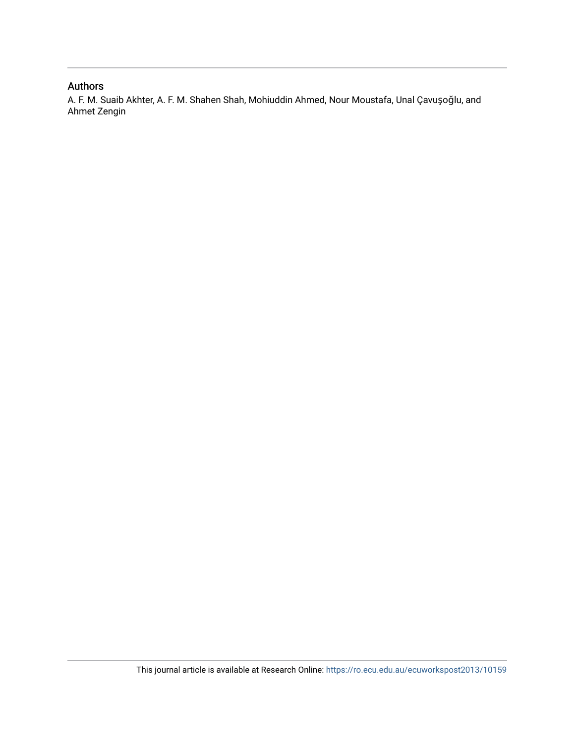## Authors

A. F. M. Suaib Akhter, A. F. M. Shahen Shah, Mohiuddin Ahmed, Nour Moustafa, Unal Çavuşoğlu, and Ahmet Zengin

This journal article is available at Research Online: https://ro.ecu.edu.au/ecuworkspost2013/10159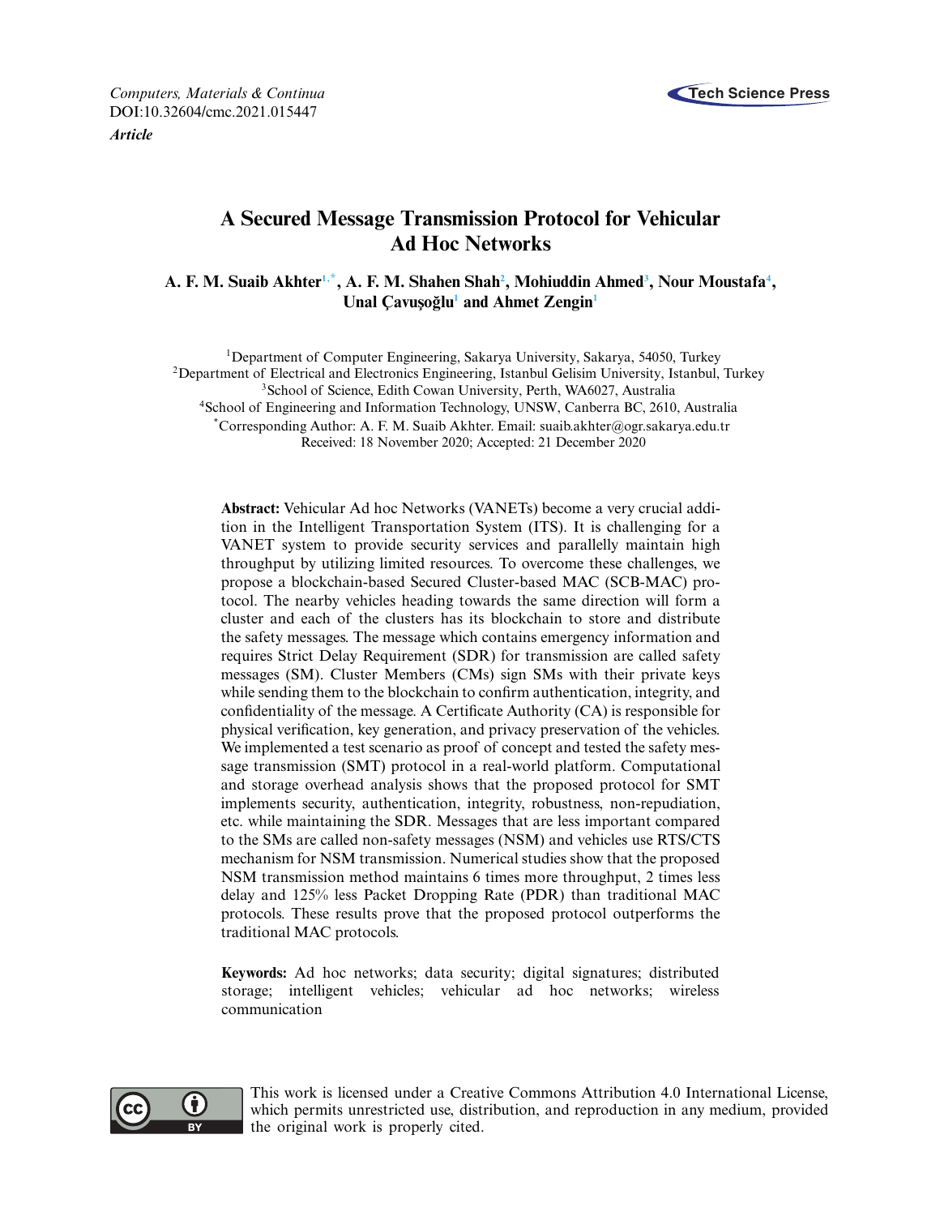*Computers, Materials & Continua*
DOI:10.32604/cmc.2021.015447
***Article***

# A Secured Message Transmission Protocol for Vehicular Ad Hoc Networks

**A. F. M. Suaib Akhter[1,*], A. F. M. Shahen Shah[2], Mohiuddin Ahmed[3], Nour Moustafa[4], Unal Çavuşoğlu[1] and Ahmet Zengin[1]**

[1]Department of Computer Engineering, Sakarya University, Sakarya, 54050, Turkey
[2]Department of Electrical and Electronics Engineering, Istanbul Gelisim University, Istanbul, Turkey
[3]School of Science, Edith Cowan University, Perth, WA6027, Australia
[4]School of Engineering and Information Technology, UNSW, Canberra BC, 2610, Australia
[*]Corresponding Author: A. F. M. Suaib Akhter. Email: suaib.akhter@ogr.sakarya.edu.tr
Received: 18 November 2020; Accepted: 21 December 2020

**Abstract:** Vehicular Ad hoc Networks (VANETs) become a very crucial addition in the Intelligent Transportation System (ITS). It is challenging for a VANET system to provide security services and parallelly maintain high throughput by utilizing limited resources. To overcome these challenges, we propose a blockchain-based Secured Cluster-based MAC (SCB-MAC) protocol. The nearby vehicles heading towards the same direction will form a cluster and each of the clusters has its blockchain to store and distribute the safety messages. The message which contains emergency information and requires Strict Delay Requirement (SDR) for transmission are called safety messages (SM). Cluster Members (CMs) sign SMs with their private keys while sending them to the blockchain to confirm authentication, integrity, and confidentiality of the message. A Certificate Authority (CA) is responsible for physical verification, key generation, and privacy preservation of the vehicles. We implemented a test scenario as proof of concept and tested the safety message transmission (SMT) protocol in a real-world platform. Computational and storage overhead analysis shows that the proposed protocol for SMT implements security, authentication, integrity, robustness, non-repudiation, etc. while maintaining the SDR. Messages that are less important compared to the SMs are called non-safety messages (NSM) and vehicles use RTS/CTS mechanism for NSM transmission. Numerical studies show that the proposed NSM transmission method maintains 6 times more throughput, 2 times less delay and 125% less Packet Dropping Rate (PDR) than traditional MAC protocols. These results prove that the proposed protocol outperforms the traditional MAC protocols.

**Keywords:** Ad hoc networks; data security; digital signatures; distributed storage; intelligent vehicles; vehicular ad hoc networks; wireless communication

This work is licensed under a Creative Commons Attribution 4.0 International License, which permits unrestricted use, distribution, and reproduction in any medium, provided the original work is properly cited.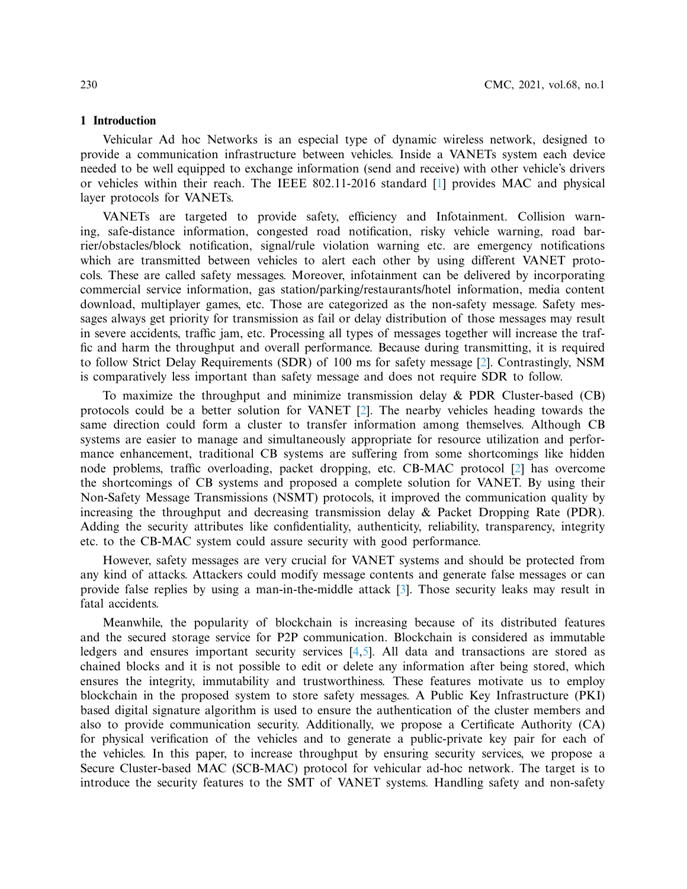## 1 Introduction

Vehicular Ad hoc Networks is an especial type of dynamic wireless network, designed to provide a communication infrastructure between vehicles. Inside a VANETs system each device needed to be well equipped to exchange information (send and receive) with other vehicle's drivers or vehicles within their reach. The IEEE 802.11-2016 standard [1] provides MAC and physical layer protocols for VANETs.

VANETs are targeted to provide safety, efficiency and Infotainment. Collision warning, safe-distance information, congested road notification, risky vehicle warning, road barrier/obstacles/block notification, signal/rule violation warning etc. are emergency notifications which are transmitted between vehicles to alert each other by using different VANET protocols. These are called safety messages. Moreover, infotainment can be delivered by incorporating commercial service information, gas station/parking/restaurants/hotel information, media content download, multiplayer games, etc. Those are categorized as the non-safety message. Safety messages always get priority for transmission as fail or delay distribution of those messages may result in severe accidents, traffic jam, etc. Processing all types of messages together will increase the traffic and harm the throughput and overall performance. Because during transmitting, it is required to follow Strict Delay Requirements (SDR) of 100 ms for safety message [2]. Contrastingly, NSM is comparatively less important than safety message and does not require SDR to follow.

To maximize the throughput and minimize transmission delay & PDR Cluster-based (CB) protocols could be a better solution for VANET [2]. The nearby vehicles heading towards the same direction could form a cluster to transfer information among themselves. Although CB systems are easier to manage and simultaneously appropriate for resource utilization and performance enhancement, traditional CB systems are suffering from some shortcomings like hidden node problems, traffic overloading, packet dropping, etc. CB-MAC protocol [2] has overcome the shortcomings of CB systems and proposed a complete solution for VANET. By using their Non-Safety Message Transmissions (NSMT) protocols, it improved the communication quality by increasing the throughput and decreasing transmission delay & Packet Dropping Rate (PDR). Adding the security attributes like confidentiality, authenticity, reliability, transparency, integrity etc. to the CB-MAC system could assure security with good performance.

However, safety messages are very crucial for VANET systems and should be protected from any kind of attacks. Attackers could modify message contents and generate false messages or can provide false replies by using a man-in-the-middle attack [3]. Those security leaks may result in fatal accidents.

Meanwhile, the popularity of blockchain is increasing because of its distributed features and the secured storage service for P2P communication. Blockchain is considered as immutable ledgers and ensures important security services [4,5]. All data and transactions are stored as chained blocks and it is not possible to edit or delete any information after being stored, which ensures the integrity, immutability and trustworthiness. These features motivate us to employ blockchain in the proposed system to store safety messages. A Public Key Infrastructure (PKI) based digital signature algorithm is used to ensure the authentication of the cluster members and also to provide communication security. Additionally, we propose a Certificate Authority (CA) for physical verification of the vehicles and to generate a public-private key pair for each of the vehicles. In this paper, to increase throughput by ensuring security services, we propose a Secure Cluster-based MAC (SCB-MAC) protocol for vehicular ad-hoc network. The target is to introduce the security features to the SMT of VANET systems. Handling safety and non-safety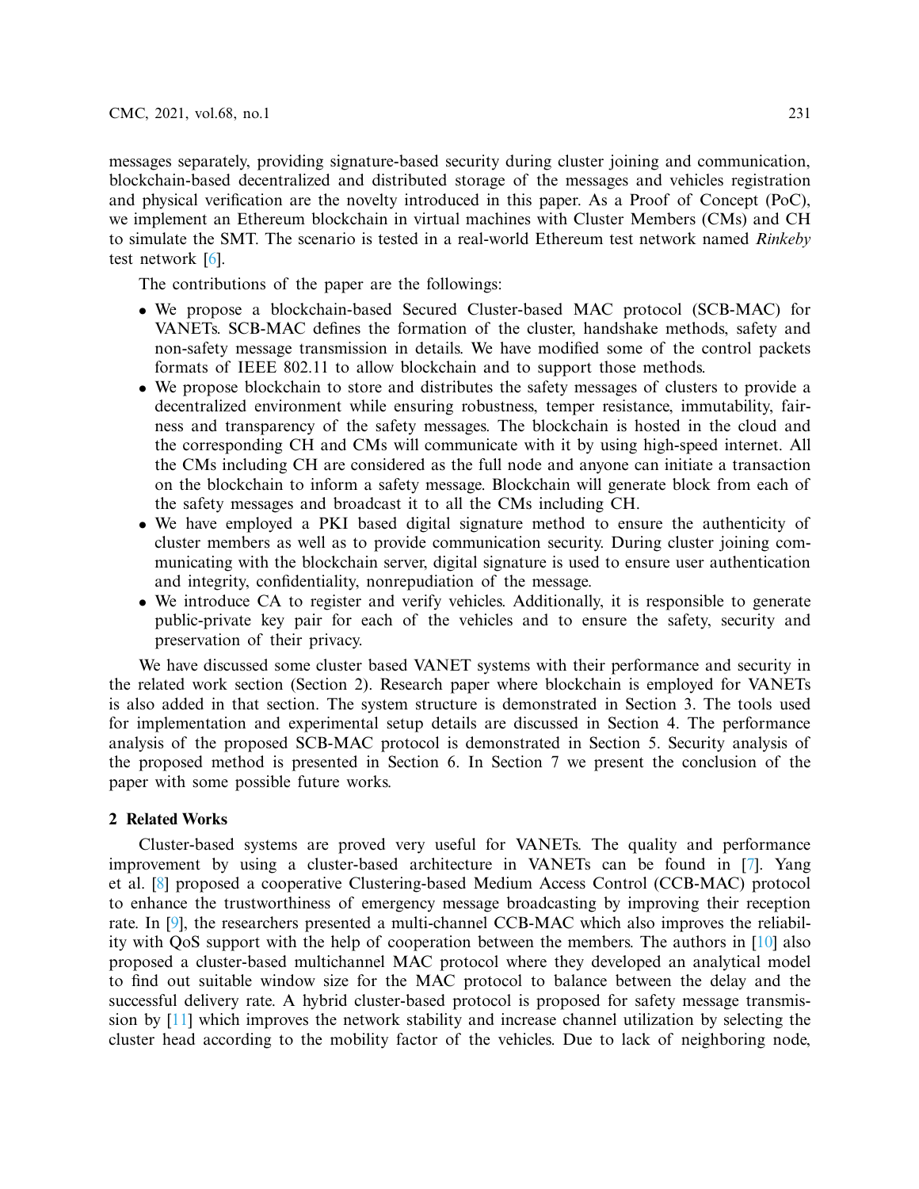messages separately, providing signature-based security during cluster joining and communication, blockchain-based decentralized and distributed storage of the messages and vehicles registration and physical verification are the novelty introduced in this paper. As a Proof of Concept (PoC), we implement an Ethereum blockchain in virtual machines with Cluster Members (CMs) and CH to simulate the SMT. The scenario is tested in a real-world Ethereum test network named *Rinkeby* test network [6].

The contributions of the paper are the followings:

- We propose a blockchain-based Secured Cluster-based MAC protocol (SCB-MAC) for VANETs. SCB-MAC defines the formation of the cluster, handshake methods, safety and non-safety message transmission in details. We have modified some of the control packets formats of IEEE 802.11 to allow blockchain and to support those methods.
- We propose blockchain to store and distributes the safety messages of clusters to provide a decentralized environment while ensuring robustness, temper resistance, immutability, fairness and transparency of the safety messages. The blockchain is hosted in the cloud and the corresponding CH and CMs will communicate with it by using high-speed internet. All the CMs including CH are considered as the full node and anyone can initiate a transaction on the blockchain to inform a safety message. Blockchain will generate block from each of the safety messages and broadcast it to all the CMs including CH.
- We have employed a PKI based digital signature method to ensure the authenticity of cluster members as well as to provide communication security. During cluster joining communicating with the blockchain server, digital signature is used to ensure user authentication and integrity, confidentiality, nonrepudiation of the message.
- We introduce CA to register and verify vehicles. Additionally, it is responsible to generate public-private key pair for each of the vehicles and to ensure the safety, security and preservation of their privacy.

We have discussed some cluster based VANET systems with their performance and security in the related work section (Section 2). Research paper where blockchain is employed for VANETs is also added in that section. The system structure is demonstrated in Section 3. The tools used for implementation and experimental setup details are discussed in Section 4. The performance analysis of the proposed SCB-MAC protocol is demonstrated in Section 5. Security analysis of the proposed method is presented in Section 6. In Section 7 we present the conclusion of the paper with some possible future works.

## 2 Related Works

Cluster-based systems are proved very useful for VANETs. The quality and performance improvement by using a cluster-based architecture in VANETs can be found in [7]. Yang et al. [8] proposed a cooperative Clustering-based Medium Access Control (CCB-MAC) protocol to enhance the trustworthiness of emergency message broadcasting by improving their reception rate. In [9], the researchers presented a multi-channel CCB-MAC which also improves the reliability with QoS support with the help of cooperation between the members. The authors in [10] also proposed a cluster-based multichannel MAC protocol where they developed an analytical model to find out suitable window size for the MAC protocol to balance between the delay and the successful delivery rate. A hybrid cluster-based protocol is proposed for safety message transmission by [11] which improves the network stability and increase channel utilization by selecting the cluster head according to the mobility factor of the vehicles. Due to lack of neighboring node,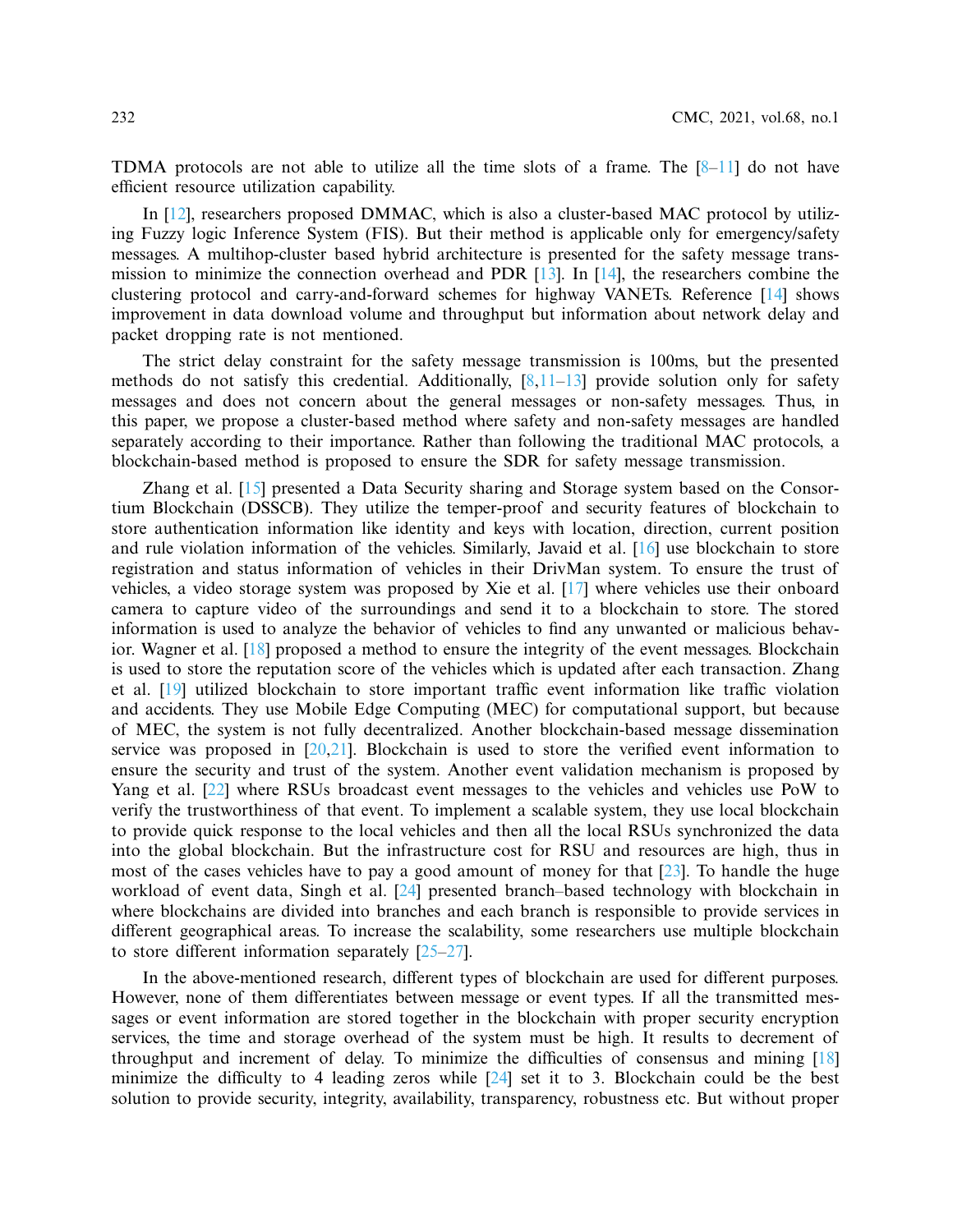TDMA protocols are not able to utilize all the time slots of a frame. The [8–11] do not have efficient resource utilization capability.

In [12], researchers proposed DMMAC, which is also a cluster-based MAC protocol by utilizing Fuzzy logic Inference System (FIS). But their method is applicable only for emergency/safety messages. A multihop-cluster based hybrid architecture is presented for the safety message transmission to minimize the connection overhead and PDR [13]. In [14], the researchers combine the clustering protocol and carry-and-forward schemes for highway VANETs. Reference [14] shows improvement in data download volume and throughput but information about network delay and packet dropping rate is not mentioned.

The strict delay constraint for the safety message transmission is 100ms, but the presented methods do not satisfy this credential. Additionally, [8,11–13] provide solution only for safety messages and does not concern about the general messages or non-safety messages. Thus, in this paper, we propose a cluster-based method where safety and non-safety messages are handled separately according to their importance. Rather than following the traditional MAC protocols, a blockchain-based method is proposed to ensure the SDR for safety message transmission.

Zhang et al. [15] presented a Data Security sharing and Storage system based on the Consortium Blockchain (DSSCB). They utilize the temper-proof and security features of blockchain to store authentication information like identity and keys with location, direction, current position and rule violation information of the vehicles. Similarly, Javaid et al. [16] use blockchain to store registration and status information of vehicles in their DrivMan system. To ensure the trust of vehicles, a video storage system was proposed by Xie et al. [17] where vehicles use their onboard camera to capture video of the surroundings and send it to a blockchain to store. The stored information is used to analyze the behavior of vehicles to find any unwanted or malicious behavior. Wagner et al. [18] proposed a method to ensure the integrity of the event messages. Blockchain is used to store the reputation score of the vehicles which is updated after each transaction. Zhang et al. [19] utilized blockchain to store important traffic event information like traffic violation and accidents. They use Mobile Edge Computing (MEC) for computational support, but because of MEC, the system is not fully decentralized. Another blockchain-based message dissemination service was proposed in [20,21]. Blockchain is used to store the verified event information to ensure the security and trust of the system. Another event validation mechanism is proposed by Yang et al. [22] where RSUs broadcast event messages to the vehicles and vehicles use PoW to verify the trustworthiness of that event. To implement a scalable system, they use local blockchain to provide quick response to the local vehicles and then all the local RSUs synchronized the data into the global blockchain. But the infrastructure cost for RSU and resources are high, thus in most of the cases vehicles have to pay a good amount of money for that [23]. To handle the huge workload of event data, Singh et al. [24] presented branch–based technology with blockchain in where blockchains are divided into branches and each branch is responsible to provide services in different geographical areas. To increase the scalability, some researchers use multiple blockchain to store different information separately [25–27].

In the above-mentioned research, different types of blockchain are used for different purposes. However, none of them differentiates between message or event types. If all the transmitted messages or event information are stored together in the blockchain with proper security encryption services, the time and storage overhead of the system must be high. It results to decrement of throughput and increment of delay. To minimize the difficulties of consensus and mining [18] minimize the difficulty to 4 leading zeros while [24] set it to 3. Blockchain could be the best solution to provide security, integrity, availability, transparency, robustness etc. But without proper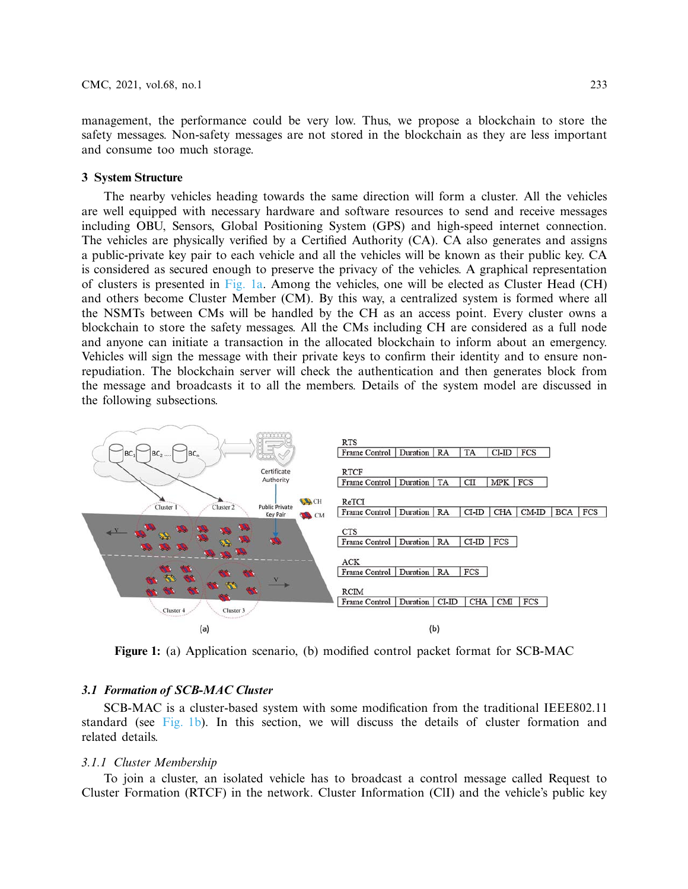management, the performance could be very low. Thus, we propose a blockchain to store the safety messages. Non-safety messages are not stored in the blockchain as they are less important and consume too much storage.

## 3 System Structure

The nearby vehicles heading towards the same direction will form a cluster. All the vehicles are well equipped with necessary hardware and software resources to send and receive messages including OBU, Sensors, Global Positioning System (GPS) and high-speed internet connection. The vehicles are physically verified by a Certified Authority (CA). CA also generates and assigns a public-private key pair to each vehicle and all the vehicles will be known as their public key. CA is considered as secured enough to preserve the privacy of the vehicles. A graphical representation of clusters is presented in Fig. 1a. Among the vehicles, one will be elected as Cluster Head (CH) and others become Cluster Member (CM). By this way, a centralized system is formed where all the NSMTs between CMs will be handled by the CH as an access point. Every cluster owns a blockchain to store the safety messages. All the CMs including CH are considered as a full node and anyone can initiate a transaction in the allocated blockchain to inform about an emergency. Vehicles will sign the message with their private keys to confirm their identity and to ensure non-repudiation. The blockchain server will check the authentication and then generates block from the message and broadcasts it to all the members. Details of the system model are discussed in the following subsections.

BC1 BC2 .... BCn
Certificate Authority
Public Private Key Pair
CH
CM
Cluster 1
Cluster 2
Cluster 3
Cluster 4
V
V
(a)

RTS
| Frame Control | Duration | RA | TA | CI-ID | FCS |

RTCF
| Frame Control | Duration | TA | CII | MPK | FCS |

ReTCI
| Frame Control | Duration | RA | CI-ID | CHA | CM-ID | BCA | FCS |

CTS
| Frame Control | Duration | RA | CI-ID | FCS |

ACK
| Frame Control | Duration | RA | FCS |

RCIM
| Frame Control | Duration | CI-ID | CHA | CMI | FCS |

(b)

**Figure 1:** (a) Application scenario, (b) modified control packet format for SCB-MAC

### 3.1 Formation of SCB-MAC Cluster

SCB-MAC is a cluster-based system with some modification from the traditional IEEE802.11 standard (see Fig. 1b). In this section, we will discuss the details of cluster formation and related details.

#### 3.1.1 Cluster Membership

To join a cluster, an isolated vehicle has to broadcast a control message called Request to Cluster Formation (RTCF) in the network. Cluster Information (CII) and the vehicle's public key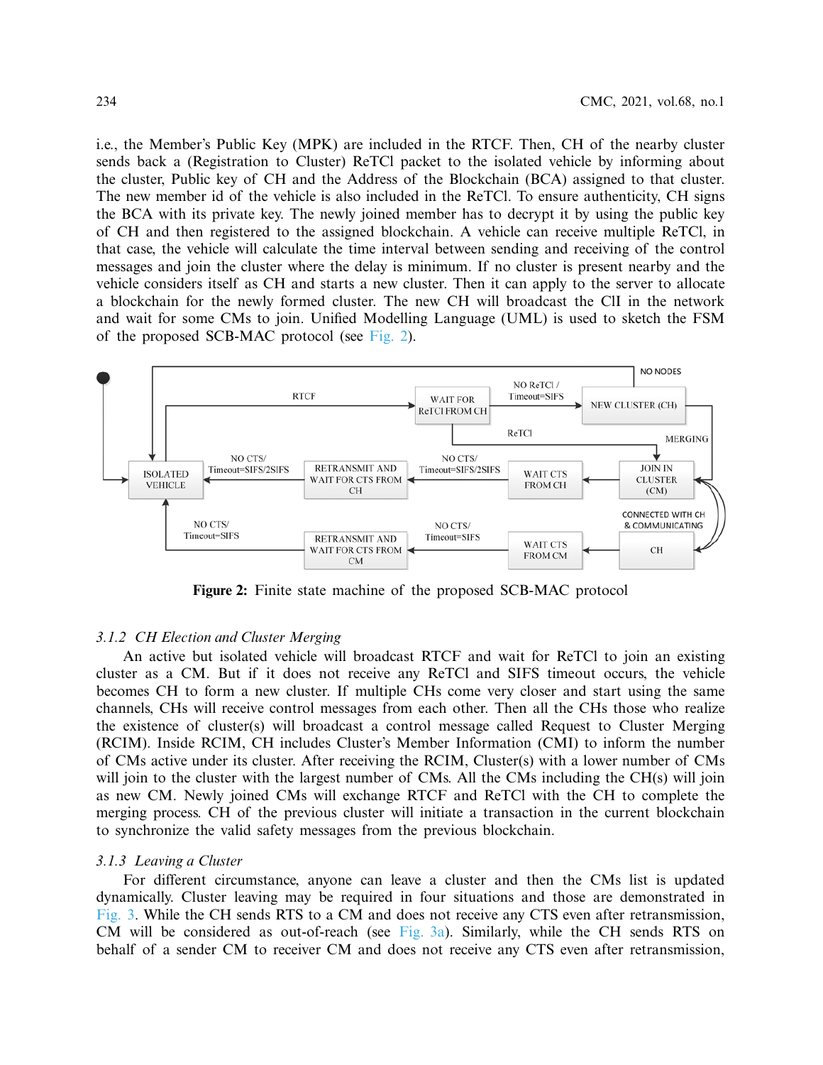i.e., the Member's Public Key (MPK) are included in the RTCF. Then, CH of the nearby cluster sends back a (Registration to Cluster) ReTCl packet to the isolated vehicle by informing about the cluster, Public key of CH and the Address of the Blockchain (BCA) assigned to that cluster. The new member id of the vehicle is also included in the ReTCl. To ensure authenticity, CH signs the BCA with its private key. The newly joined member has to decrypt it by using the public key of CH and then registered to the assigned blockchain. A vehicle can receive multiple ReTCl, in that case, the vehicle will calculate the time interval between sending and receiving of the control messages and join the cluster where the delay is minimum. If no cluster is present nearby and the vehicle considers itself as CH and starts a new cluster. Then it can apply to the server to allocate a blockchain for the newly formed cluster. The new CH will broadcast the ClI in the network and wait for some CMs to join. Unified Modelling Language (UML) is used to sketch the FSM of the proposed SCB-MAC protocol (see Fig. 2).

NO NODES
RTCF
WAIT FOR ReTCl FROM CH
NO ReTCl / Timeout=SIFS
NEW CLUSTER (CH)
ReTCl
MERGING
ISOLATED VEHICLE
NO CTS/ Timeout=SIFS/2SIFS
RETRANSMIT AND WAIT FOR CTS FROM CH
NO CTS/ Timeout=SIFS/2SIFS
WAIT CTS FROM CH
JOIN IN CLUSTER (CM)
CONNECTED WITH CH & COMMUNICATING
NO CTS/ Timeout=SIFS
RETRANSMIT AND WAIT FOR CTS FROM CM
NO CTS/ Timeout=SIFS
WAIT CTS FROM CM
CH

**Figure 2:** Finite state machine of the proposed SCB-MAC protocol

### *3.1.2 CH Election and Cluster Merging*

An active but isolated vehicle will broadcast RTCF and wait for ReTCl to join an existing cluster as a CM. But if it does not receive any ReTCl and SIFS timeout occurs, the vehicle becomes CH to form a new cluster. If multiple CHs come very closer and start using the same channels, CHs will receive control messages from each other. Then all the CHs those who realize the existence of cluster(s) will broadcast a control message called Request to Cluster Merging (RClM). Inside RClM, CH includes Cluster's Member Information (CMI) to inform the number of CMs active under its cluster. After receiving the RClM, Cluster(s) with a lower number of CMs will join to the cluster with the largest number of CMs. All the CMs including the CH(s) will join as new CM. Newly joined CMs will exchange RTCF and ReTCl with the CH to complete the merging process. CH of the previous cluster will initiate a transaction in the current blockchain to synchronize the valid safety messages from the previous blockchain.

### *3.1.3 Leaving a Cluster*

For different circumstance, anyone can leave a cluster and then the CMs list is updated dynamically. Cluster leaving may be required in four situations and those are demonstrated in Fig. 3. While the CH sends RTS to a CM and does not receive any CTS even after retransmission, CM will be considered as out-of-reach (see Fig. 3a). Similarly, while the CH sends RTS on behalf of a sender CM to receiver CM and does not receive any CTS even after retransmission,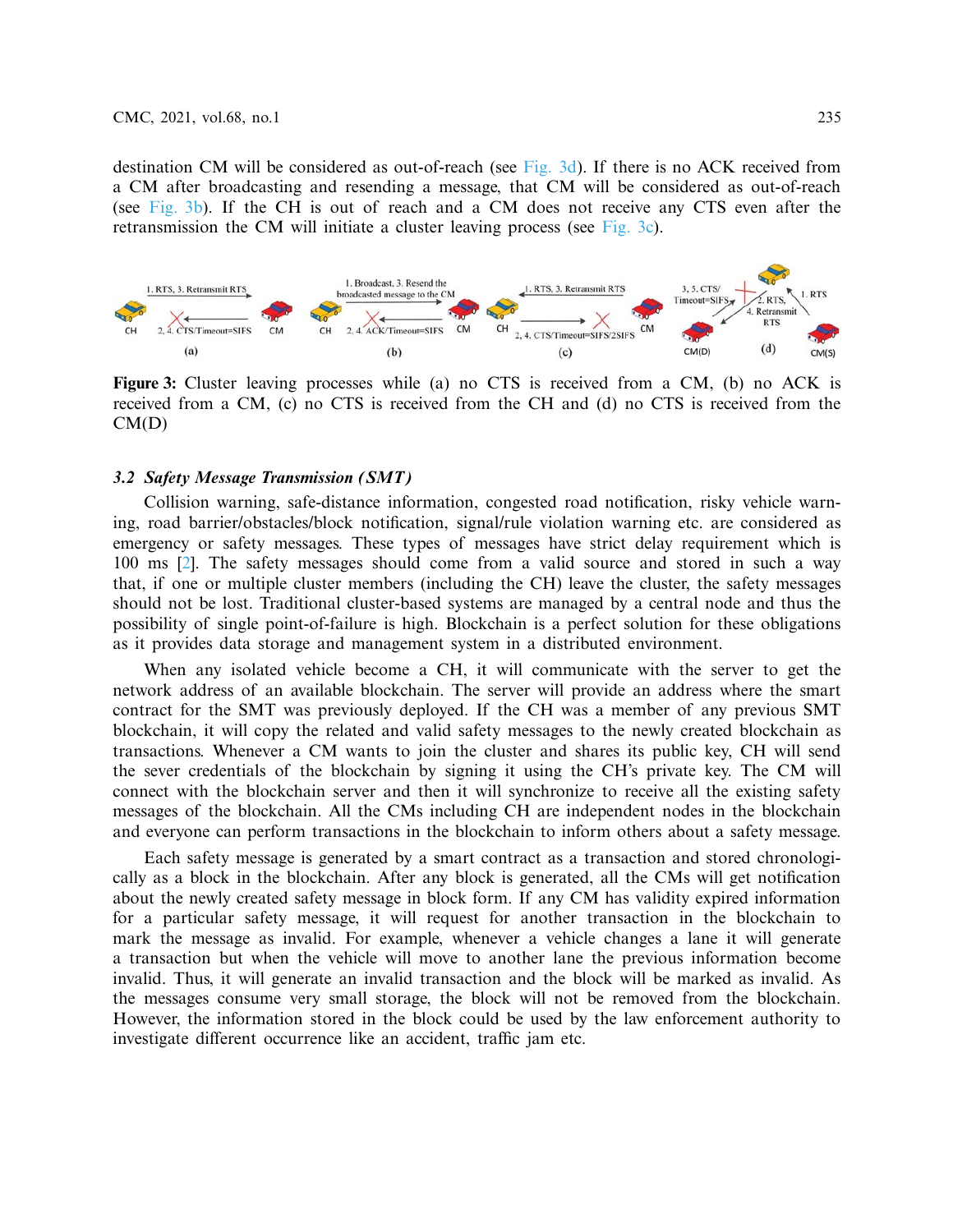destination CM will be considered as out-of-reach (see Fig. 3d). If there is no ACK received from a CM after broadcasting and resending a message, that CM will be considered as out-of-reach (see Fig. 3b). If the CH is out of reach and a CM does not receive any CTS even after the retransmission the CM will initiate a cluster leaving process (see Fig. 3c).

1. RTS, 3. Retransmit RTS
CH
2, 4. CTS/Timeout=SIFS
CM
(a)
1. Broadcast, 3. Resend the broadcasted message to the CM
CH
2, 4. ACK/Timeout=SIFS
CM
(b)
1. RTS, 3. Retransmit RTS
CH
2, 4. CTS/Timeout=SIFS/2SIFS
CM
(c)
3, 5. CTS/ Timeout=SIFS
2. RTS, 4. Retransmit RTS
1. RTS
CM(D)
(d)
CM(S)

**Figure 3:** Cluster leaving processes while (a) no CTS is received from a CM, (b) no ACK is received from a CM, (c) no CTS is received from the CH and (d) no CTS is received from the CM(D)

### *3.2 Safety Message Transmission (SMT)*

Collision warning, safe-distance information, congested road notification, risky vehicle warning, road barrier/obstacles/block notification, signal/rule violation warning etc. are considered as emergency or safety messages. These types of messages have strict delay requirement which is 100 ms [2]. The safety messages should come from a valid source and stored in such a way that, if one or multiple cluster members (including the CH) leave the cluster, the safety messages should not be lost. Traditional cluster-based systems are managed by a central node and thus the possibility of single point-of-failure is high. Blockchain is a perfect solution for these obligations as it provides data storage and management system in a distributed environment.

When any isolated vehicle become a CH, it will communicate with the server to get the network address of an available blockchain. The server will provide an address where the smart contract for the SMT was previously deployed. If the CH was a member of any previous SMT blockchain, it will copy the related and valid safety messages to the newly created blockchain as transactions. Whenever a CM wants to join the cluster and shares its public key, CH will send the sever credentials of the blockchain by signing it using the CH's private key. The CM will connect with the blockchain server and then it will synchronize to receive all the existing safety messages of the blockchain. All the CMs including CH are independent nodes in the blockchain and everyone can perform transactions in the blockchain to inform others about a safety message.

Each safety message is generated by a smart contract as a transaction and stored chronologically as a block in the blockchain. After any block is generated, all the CMs will get notification about the newly created safety message in block form. If any CM has validity expired information for a particular safety message, it will request for another transaction in the blockchain to mark the message as invalid. For example, whenever a vehicle changes a lane it will generate a transaction but when the vehicle will move to another lane the previous information become invalid. Thus, it will generate an invalid transaction and the block will be marked as invalid. As the messages consume very small storage, the block will not be removed from the blockchain. However, the information stored in the block could be used by the law enforcement authority to investigate different occurrence like an accident, traffic jam etc.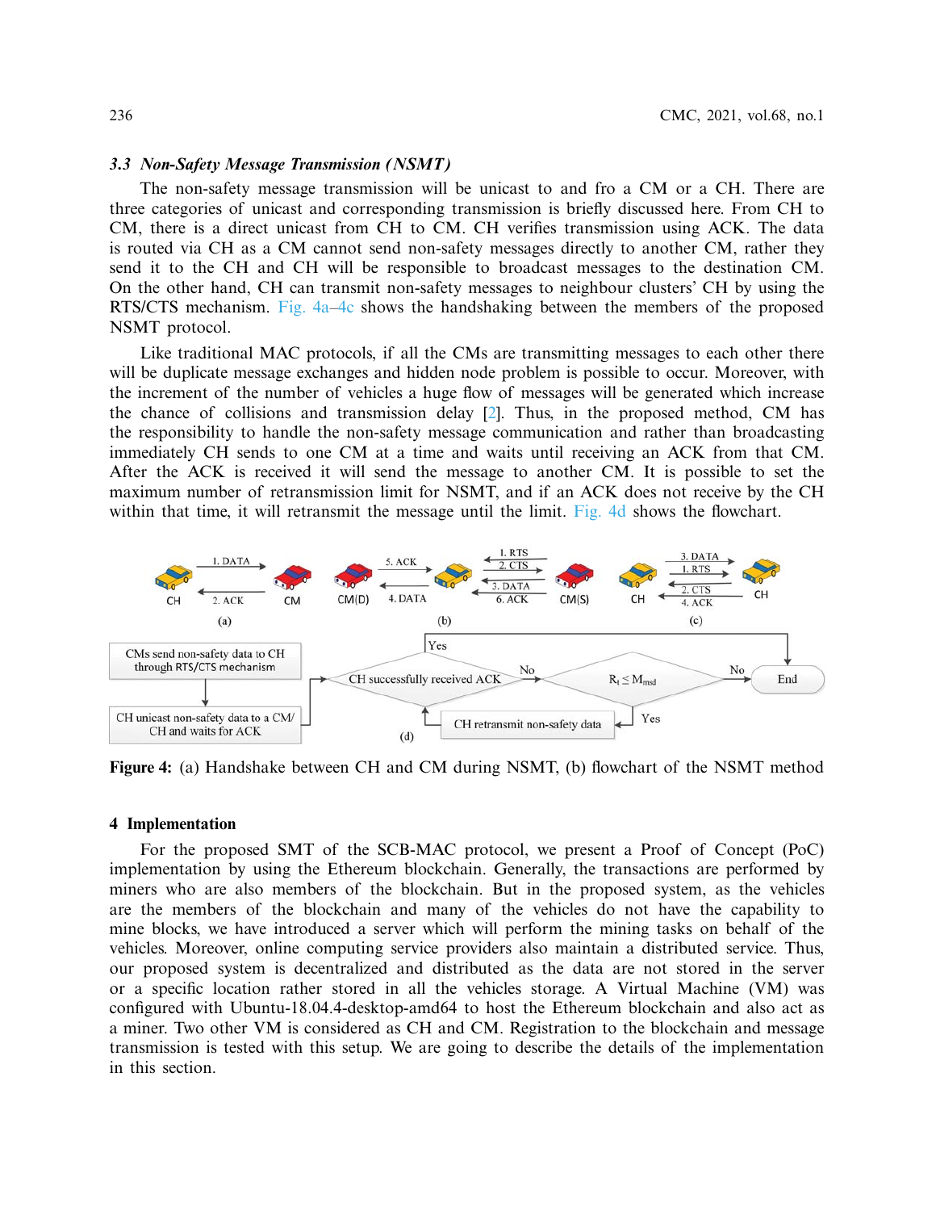### 3.3 Non-Safety Message Transmission (NSMT)

The non-safety message transmission will be unicast to and fro a CM or a CH. There are three categories of unicast and corresponding transmission is briefly discussed here. From CH to CM, there is a direct unicast from CH to CM. CH verifies transmission using ACK. The data is routed via CH as a CM cannot send non-safety messages directly to another CM, rather they send it to the CH and CH will be responsible to broadcast messages to the destination CM. On the other hand, CH can transmit non-safety messages to neighbour clusters' CH by using the RTS/CTS mechanism. Fig. 4a–4c shows the handshaking between the members of the proposed NSMT protocol.

Like traditional MAC protocols, if all the CMs are transmitting messages to each other there will be duplicate message exchanges and hidden node problem is possible to occur. Moreover, with the increment of the number of vehicles a huge flow of messages will be generated which increase the chance of collisions and transmission delay [2]. Thus, in the proposed method, CM has the responsibility to handle the non-safety message communication and rather than broadcasting immediately CH sends to one CM at a time and waits until receiving an ACK from that CM. After the ACK is received it will send the message to another CM. It is possible to set the maximum number of retransmission limit for NSMT, and if an ACK does not receive by the CH within that time, it will retransmit the message until the limit. Fig. 4d shows the flowchart.

1. DATA
2. ACK
CH
CM
(a)
5. ACK
4. DATA
1. RTS
2. CTS
3. DATA
6. ACK
CM(D)
CM(S)
(b)
3. DATA
1. RTS
2. CTS
4. ACK
CH
CH
(c)
CMs send non-safety data to CH through RTS/CTS mechanism
CH unicast non-safety data to a CM/ CH and waits for ACK
CH successfully received ACK
Yes
No
$R_t \leq M_{msd}$
No
Yes
End
CH retransmit non-safety data
(d)

**Figure 4:** (a) Handshake between CH and CM during NSMT, (b) flowchart of the NSMT method

## 4 Implementation

For the proposed SMT of the SCB-MAC protocol, we present a Proof of Concept (PoC) implementation by using the Ethereum blockchain. Generally, the transactions are performed by miners who are also members of the blockchain. But in the proposed system, as the vehicles are the members of the blockchain and many of the vehicles do not have the capability to mine blocks, we have introduced a server which will perform the mining tasks on behalf of the vehicles. Moreover, online computing service providers also maintain a distributed service. Thus, our proposed system is decentralized and distributed as the data are not stored in the server or a specific location rather stored in all the vehicles storage. A Virtual Machine (VM) was configured with Ubuntu-18.04.4-desktop-amd64 to host the Ethereum blockchain and also act as a miner. Two other VM is considered as CH and CM. Registration to the blockchain and message transmission is tested with this setup. We are going to describe the details of the implementation in this section.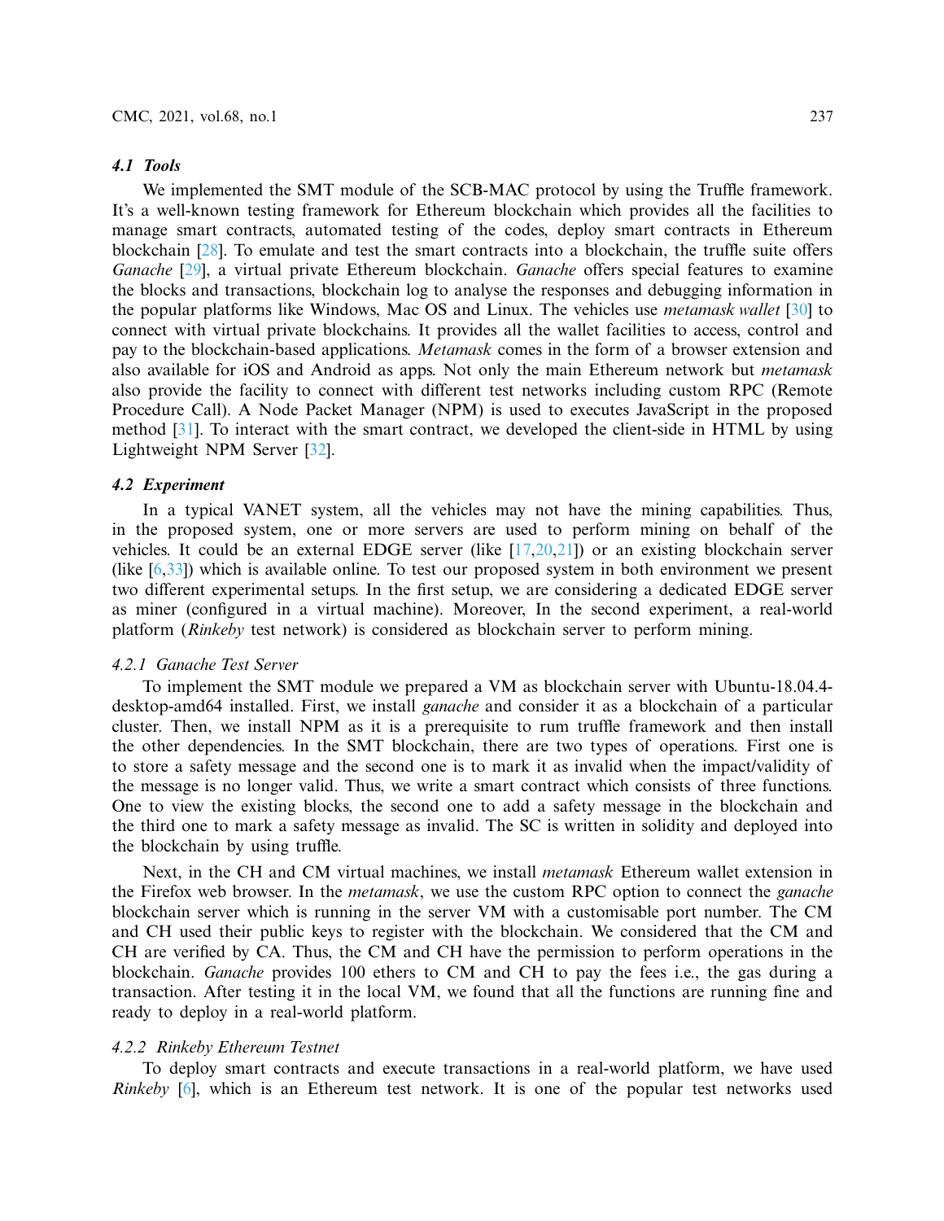### *4.1 Tools*

We implemented the SMT module of the SCB-MAC protocol by using the Truffle framework. It's a well-known testing framework for Ethereum blockchain which provides all the facilities to manage smart contracts, automated testing of the codes, deploy smart contracts in Ethereum blockchain [28]. To emulate and test the smart contracts into a blockchain, the truffle suite offers *Ganache* [29], a virtual private Ethereum blockchain. *Ganache* offers special features to examine the blocks and transactions, blockchain log to analyse the responses and debugging information in the popular platforms like Windows, Mac OS and Linux. The vehicles use *metamask wallet* [30] to connect with virtual private blockchains. It provides all the wallet facilities to access, control and pay to the blockchain-based applications. *Metamask* comes in the form of a browser extension and also available for iOS and Android as apps. Not only the main Ethereum network but *metamask* also provide the facility to connect with different test networks including custom RPC (Remote Procedure Call). A Node Packet Manager (NPM) is used to executes JavaScript in the proposed method [31]. To interact with the smart contract, we developed the client-side in HTML by using Lightweight NPM Server [32].

### *4.2 Experiment*

In a typical VANET system, all the vehicles may not have the mining capabilities. Thus, in the proposed system, one or more servers are used to perform mining on behalf of the vehicles. It could be an external EDGE server (like [17,20,21]) or an existing blockchain server (like [6,33]) which is available online. To test our proposed system in both environment we present two different experimental setups. In the first setup, we are considering a dedicated EDGE server as miner (configured in a virtual machine). Moreover, In the second experiment, a real-world platform (*Rinkeby* test network) is considered as blockchain server to perform mining.

#### *4.2.1 Ganache Test Server*

To implement the SMT module we prepared a VM as blockchain server with Ubuntu-18.04.4-desktop-amd64 installed. First, we install *ganache* and consider it as a blockchain of a particular cluster. Then, we install NPM as it is a prerequisite to rum truffle framework and then install the other dependencies. In the SMT blockchain, there are two types of operations. First one is to store a safety message and the second one is to mark it as invalid when the impact/validity of the message is no longer valid. Thus, we write a smart contract which consists of three functions. One to view the existing blocks, the second one to add a safety message in the blockchain and the third one to mark a safety message as invalid. The SC is written in solidity and deployed into the blockchain by using truffle.

Next, in the CH and CM virtual machines, we install *metamask* Ethereum wallet extension in the Firefox web browser. In the *metamask*, we use the custom RPC option to connect the *ganache* blockchain server which is running in the server VM with a customisable port number. The CM and CH used their public keys to register with the blockchain. We considered that the CM and CH are verified by CA. Thus, the CM and CH have the permission to perform operations in the blockchain. *Ganache* provides 100 ethers to CM and CH to pay the fees i.e., the gas during a transaction. After testing it in the local VM, we found that all the functions are running fine and ready to deploy in a real-world platform.

#### *4.2.2 Rinkeby Ethereum Testnet*

To deploy smart contracts and execute transactions in a real-world platform, we have used *Rinkeby* [6], which is an Ethereum test network. It is one of the popular test networks used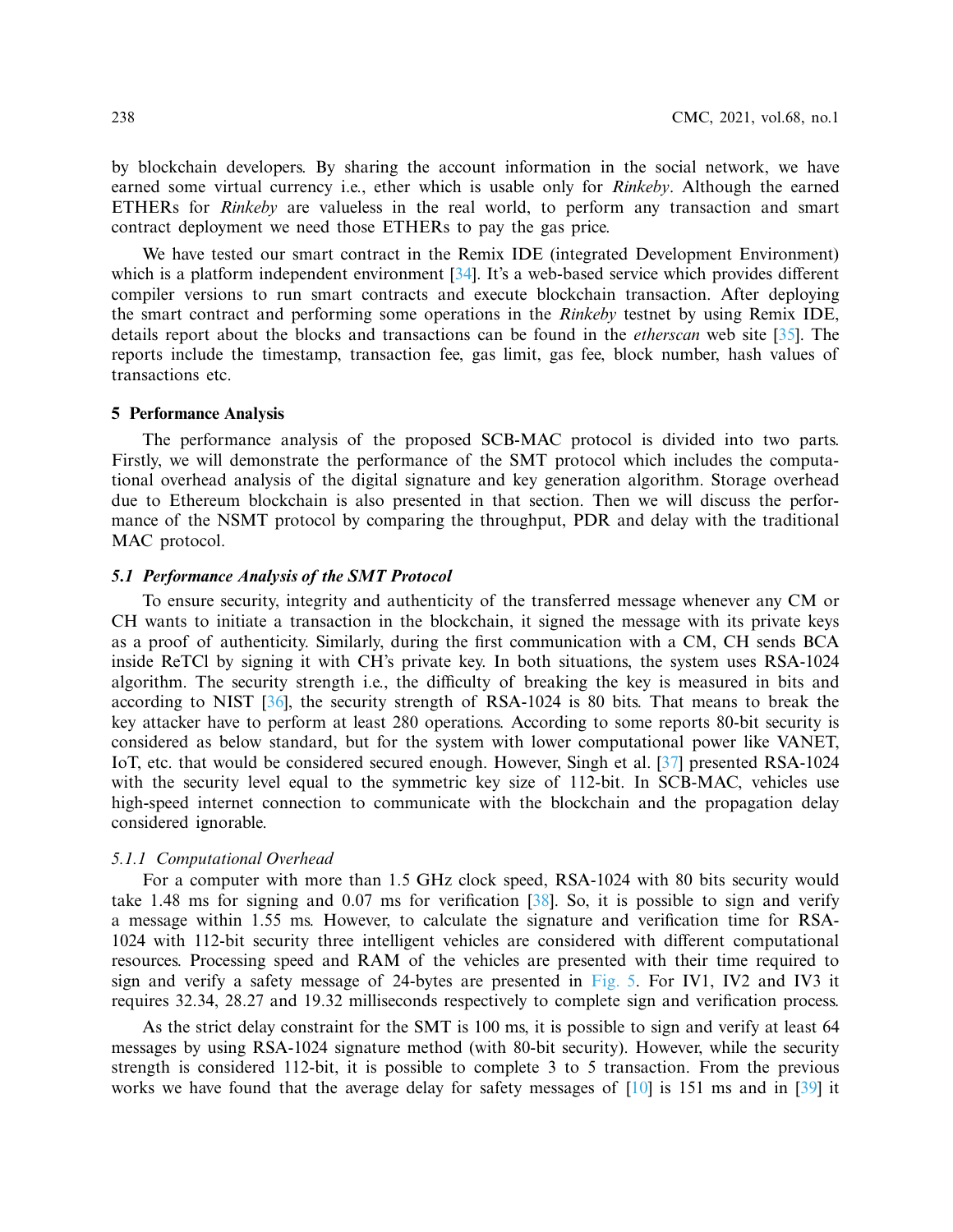by blockchain developers. By sharing the account information in the social network, we have earned some virtual currency i.e., ether which is usable only for *Rinkeby*. Although the earned ETHERs for *Rinkeby* are valueless in the real world, to perform any transaction and smart contract deployment we need those ETHERs to pay the gas price.

We have tested our smart contract in the Remix IDE (integrated Development Environment) which is a platform independent environment [34]. It's a web-based service which provides different compiler versions to run smart contracts and execute blockchain transaction. After deploying the smart contract and performing some operations in the *Rinkeby* testnet by using Remix IDE, details report about the blocks and transactions can be found in the *etherscan* web site [35]. The reports include the timestamp, transaction fee, gas limit, gas fee, block number, hash values of transactions etc.

## 5 Performance Analysis

The performance analysis of the proposed SCB-MAC protocol is divided into two parts. Firstly, we will demonstrate the performance of the SMT protocol which includes the computational overhead analysis of the digital signature and key generation algorithm. Storage overhead due to Ethereum blockchain is also presented in that section. Then we will discuss the performance of the NSMT protocol by comparing the throughput, PDR and delay with the traditional MAC protocol.

### *5.1 Performance Analysis of the SMT Protocol*

To ensure security, integrity and authenticity of the transferred message whenever any CM or CH wants to initiate a transaction in the blockchain, it signed the message with its private keys as a proof of authenticity. Similarly, during the first communication with a CM, CH sends BCA inside ReTCl by signing it with CH's private key. In both situations, the system uses RSA-1024 algorithm. The security strength i.e., the difficulty of breaking the key is measured in bits and according to NIST [36], the security strength of RSA-1024 is 80 bits. That means to break the key attacker have to perform at least 280 operations. According to some reports 80-bit security is considered as below standard, but for the system with lower computational power like VANET, IoT, etc. that would be considered secured enough. However, Singh et al. [37] presented RSA-1024 with the security level equal to the symmetric key size of 112-bit. In SCB-MAC, vehicles use high-speed internet connection to communicate with the blockchain and the propagation delay considered ignorable.

#### *5.1.1 Computational Overhead*

For a computer with more than 1.5 GHz clock speed, RSA-1024 with 80 bits security would take 1.48 ms for signing and 0.07 ms for verification [38]. So, it is possible to sign and verify a message within 1.55 ms. However, to calculate the signature and verification time for RSA-1024 with 112-bit security three intelligent vehicles are considered with different computational resources. Processing speed and RAM of the vehicles are presented with their time required to sign and verify a safety message of 24-bytes are presented in Fig. 5. For IV1, IV2 and IV3 it requires 32.34, 28.27 and 19.32 milliseconds respectively to complete sign and verification process.

As the strict delay constraint for the SMT is 100 ms, it is possible to sign and verify at least 64 messages by using RSA-1024 signature method (with 80-bit security). However, while the security strength is considered 112-bit, it is possible to complete 3 to 5 transaction. From the previous works we have found that the average delay for safety messages of [10] is 151 ms and in [39] it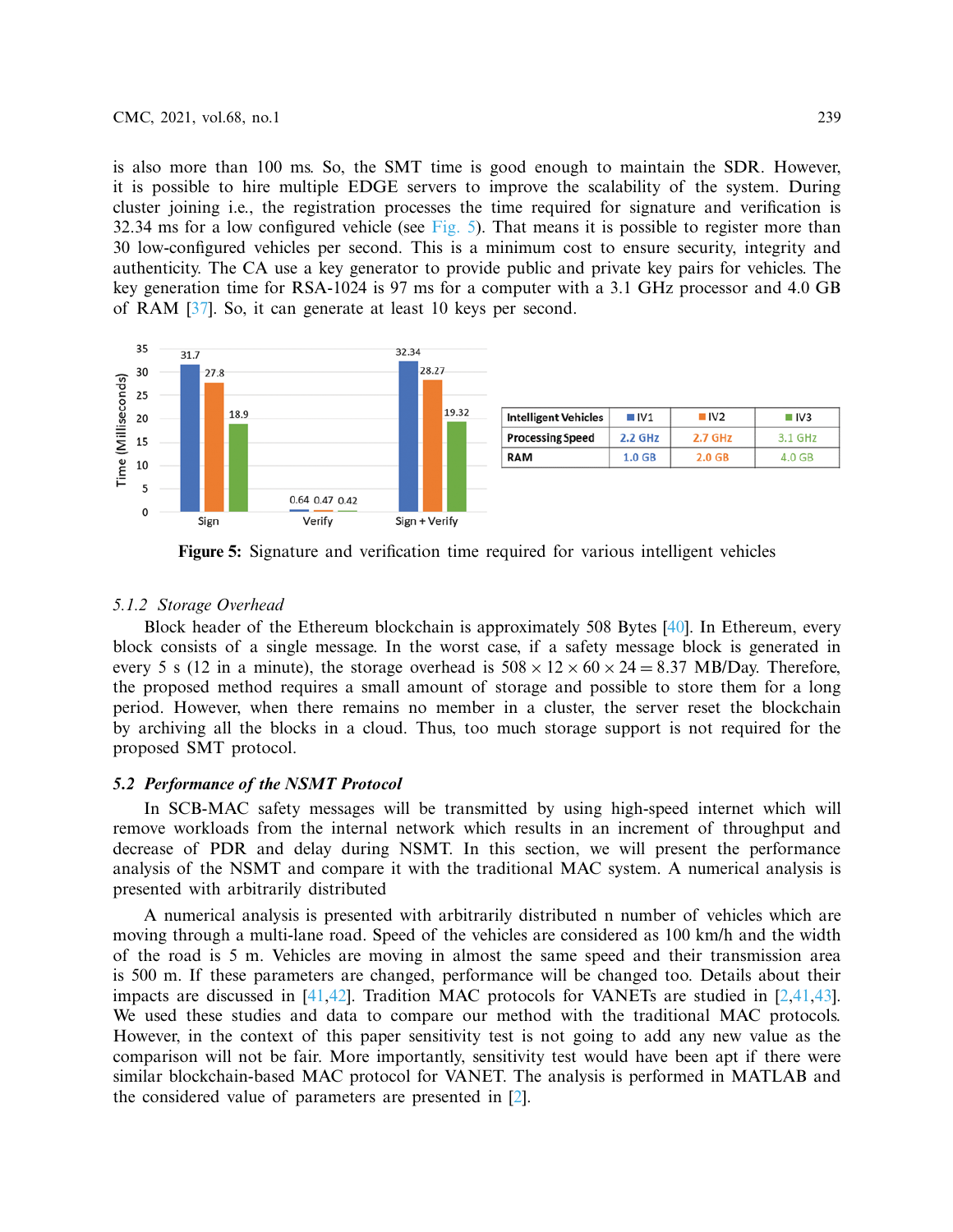is also more than 100 ms. So, the SMT time is good enough to maintain the SDR. However, it is possible to hire multiple EDGE servers to improve the scalability of the system. During cluster joining i.e., the registration processes the time required for signature and verification is 32.34 ms for a low configured vehicle (see Fig. 5). That means it is possible to register more than 30 low-configured vehicles per second. This is a minimum cost to ensure security, integrity and authenticity. The CA use a key generator to provide public and private key pairs for vehicles. The key generation time for RSA-1024 is 97 ms for a computer with a 3.1 GHz processor and 4.0 GB of RAM [37]. So, it can generate at least 10 keys per second.

Time (Milliseconds)
35
30
25
20
15
10
5
0
31.7
27.8
18.9
Sign
0.64 0.47 0.42
Verify
32.34
28.27
19.32
Sign + Verify

| Intelligent Vehicles | IV1 | IV2 | IV3 |
|---|---|---|---|
| Processing Speed | 2.2 GHz | 2.7 GHz | 3.1 GHz |
| RAM | 1.0 GB | 2.0 GB | 4.0 GB |

**Figure 5:** Signature and verification time required for various intelligent vehicles

### *5.1.2 Storage Overhead*

Block header of the Ethereum blockchain is approximately 508 Bytes [40]. In Ethereum, every block consists of a single message. In the worst case, if a safety message block is generated in every 5 s (12 in a minute), the storage overhead is $508 \times 12 \times 60 \times 24 = 8.37$ MB/Day. Therefore, the proposed method requires a small amount of storage and possible to store them for a long period. However, when there remains no member in a cluster, the server reset the blockchain by archiving all the blocks in a cloud. Thus, too much storage support is not required for the proposed SMT protocol.

### *5.2 Performance of the NSMT Protocol*

In SCB-MAC safety messages will be transmitted by using high-speed internet which will remove workloads from the internal network which results in an increment of throughput and decrease of PDR and delay during NSMT. In this section, we will present the performance analysis of the NSMT and compare it with the traditional MAC system. A numerical analysis is presented with arbitrarily distributed

A numerical analysis is presented with arbitrarily distributed n number of vehicles which are moving through a multi-lane road. Speed of the vehicles are considered as 100 km/h and the width of the road is 5 m. Vehicles are moving in almost the same speed and their transmission area is 500 m. If these parameters are changed, performance will be changed too. Details about their impacts are discussed in [41,42]. Tradition MAC protocols for VANETs are studied in [2,41,43]. We used these studies and data to compare our method with the traditional MAC protocols. However, in the context of this paper sensitivity test is not going to add any new value as the comparison will not be fair. More importantly, sensitivity test would have been apt if there were similar blockchain-based MAC protocol for VANET. The analysis is performed in MATLAB and the considered value of parameters are presented in [2].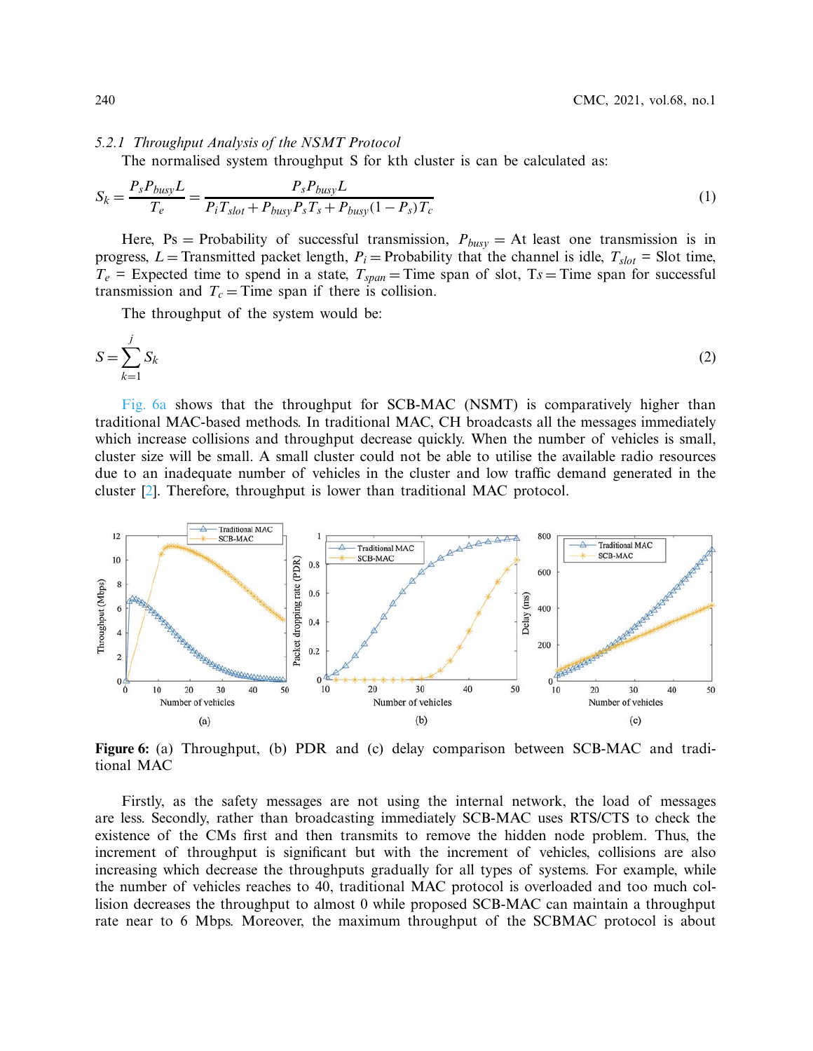*5.2.1 Throughput Analysis of the NSMT Protocol*

The normalised system throughput S for kth cluster is can be calculated as:

$$S_k = \frac{P_s P_{busy} L}{T_e} = \frac{P_s P_{busy} L}{P_i T_{slot} + P_{busy} P_s T_s + P_{busy}(1 - P_s) T_c} \tag{1}$$

Here, Ps = Probability of successful transmission, $P_{busy}$ = At least one transmission is in progress, $L$ = Transmitted packet length, $P_i$ = Probability that the channel is idle, $T_{slot}$ = Slot time, $T_e$ = Expected time to spend in a state, $T_{span}$ = Time span of slot, $Ts$ = Time span for successful transmission and $T_c$ = Time span if there is collision.

The throughput of the system would be:

$$S = \sum_{k=1}^{j} S_k \tag{2}$$

Fig. 6a shows that the throughput for SCB-MAC (NSMT) is comparatively higher than traditional MAC-based methods. In traditional MAC, CH broadcasts all the messages immediately which increase collisions and throughput decrease quickly. When the number of vehicles is small, cluster size will be small. A small cluster could not be able to utilise the available radio resources due to an inadequate number of vehicles in the cluster and low traffic demand generated in the cluster [2]. Therefore, throughput is lower than traditional MAC protocol.

(a)
Throughput (Mbps)
12
10
8
6
4
2
0
0 10 20 30 40 50
Number of vehicles
Traditional MAC
SCB-MAC

(b)
Packet dropping rate (PDR)
1
0.8
0.6
0.4
0.2
0
10 20 30 40 50
Number of vehicles
Traditional MAC
SCB-MAC

(c)
Delay (ms)
800
600
400
200
0
10 20 30 40 50
Number of vehicles
Traditional MAC
SCB-MAC

**Figure 6:** (a) Throughput, (b) PDR and (c) delay comparison between SCB-MAC and traditional MAC

Firstly, as the safety messages are not using the internal network, the load of messages are less. Secondly, rather than broadcasting immediately SCB-MAC uses RTS/CTS to check the existence of the CMs first and then transmits to remove the hidden node problem. Thus, the increment of throughput is significant but with the increment of vehicles, collisions are also increasing which decrease the throughputs gradually for all types of systems. For example, while the number of vehicles reaches to 40, traditional MAC protocol is overloaded and too much collision decreases the throughput to almost 0 while proposed SCB-MAC can maintain a throughput rate near to 6 Mbps. Moreover, the maximum throughput of the SCBMAC protocol is about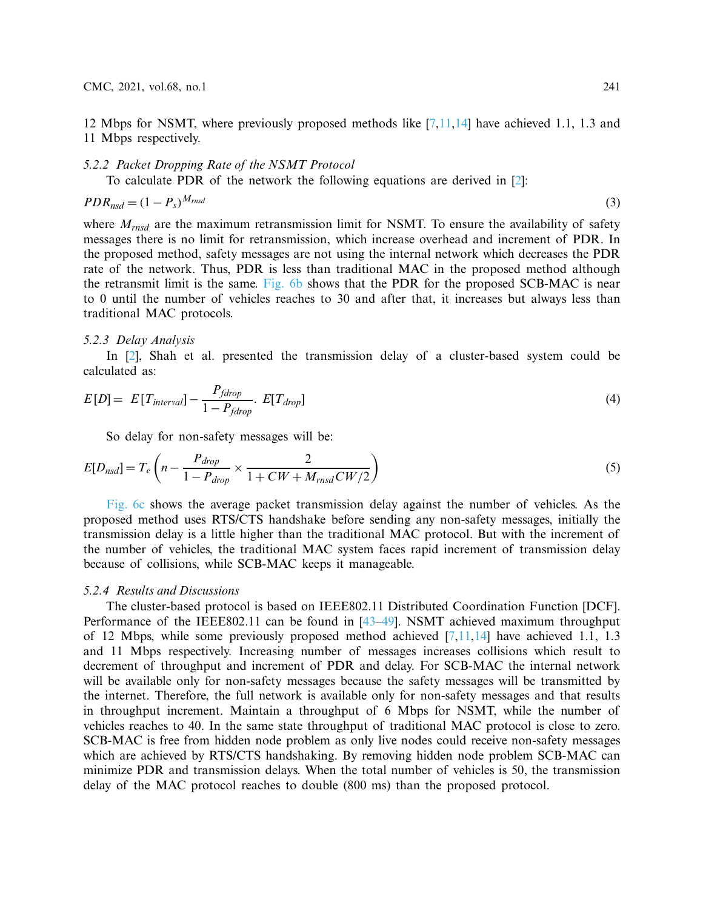12 Mbps for NSMT, where previously proposed methods like [7,11,14] have achieved 1.1, 1.3 and 11 Mbps respectively.

#### *5.2.2 Packet Dropping Rate of the NSMT Protocol*

To calculate PDR of the network the following equations are derived in [2]:

$$PDR_{nsd} = (1 - P_s)^{M_{rnsd}} \tag{3}$$

where $M_{rnsd}$ are the maximum retransmission limit for NSMT. To ensure the availability of safety messages there is no limit for retransmission, which increase overhead and increment of PDR. In the proposed method, safety messages are not using the internal network which decreases the PDR rate of the network. Thus, PDR is less than traditional MAC in the proposed method although the retransmit limit is the same. Fig. 6b shows that the PDR for the proposed SCB-MAC is near to 0 until the number of vehicles reaches to 30 and after that, it increases but always less than traditional MAC protocols.

#### *5.2.3 Delay Analysis*

In [2], Shah et al. presented the transmission delay of a cluster-based system could be calculated as:

$$E[D] = E[T_{interval}] - \frac{P_{fdrop}}{1 - P_{fdrop}} . \; E[T_{drop}] \tag{4}$$

So delay for non-safety messages will be:

$$E[D_{nsd}] = T_e \left( n - \frac{P_{drop}}{1 - P_{drop}} \times \frac{2}{1 + CW + M_{rnsd} CW/2} \right) \tag{5}$$

Fig. 6c shows the average packet transmission delay against the number of vehicles. As the proposed method uses RTS/CTS handshake before sending any non-safety messages, initially the transmission delay is a little higher than the traditional MAC protocol. But with the increment of the number of vehicles, the traditional MAC system faces rapid increment of transmission delay because of collisions, while SCB-MAC keeps it manageable.

#### *5.2.4 Results and Discussions*

The cluster-based protocol is based on IEEE802.11 Distributed Coordination Function [DCF]. Performance of the IEEE802.11 can be found in [43–49]. NSMT achieved maximum throughput of 12 Mbps, while some previously proposed method achieved [7,11,14] have achieved 1.1, 1.3 and 11 Mbps respectively. Increasing number of messages increases collisions which result to decrement of throughput and increment of PDR and delay. For SCB-MAC the internal network will be available only for non-safety messages because the safety messages will be transmitted by the internet. Therefore, the full network is available only for non-safety messages and that results in throughput increment. Maintain a throughput of 6 Mbps for NSMT, while the number of vehicles reaches to 40. In the same state throughput of traditional MAC protocol is close to zero. SCB-MAC is free from hidden node problem as only live nodes could receive non-safety messages which are achieved by RTS/CTS handshaking. By removing hidden node problem SCB-MAC can minimize PDR and transmission delays. When the total number of vehicles is 50, the transmission delay of the MAC protocol reaches to double (800 ms) than the proposed protocol.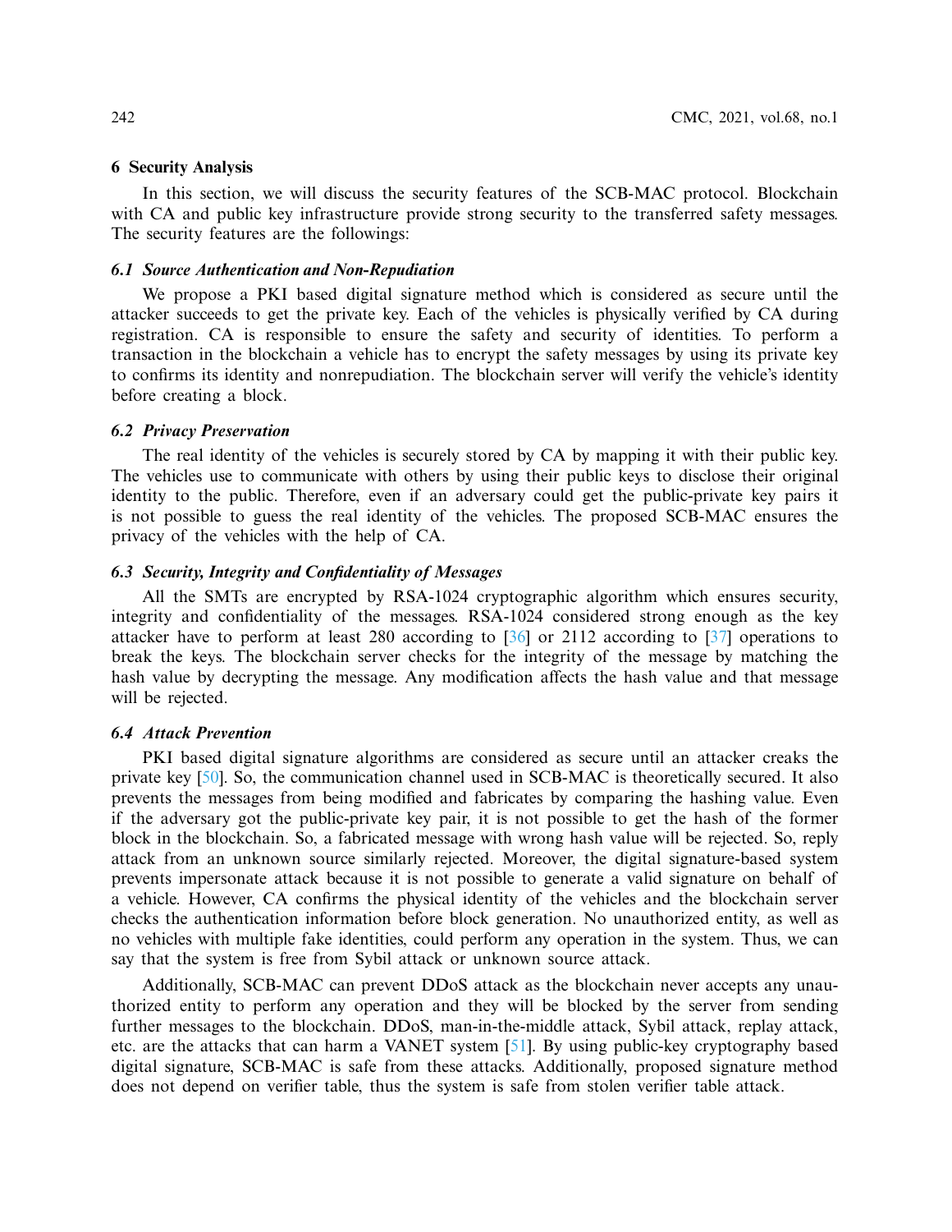## 6 Security Analysis

In this section, we will discuss the security features of the SCB-MAC protocol. Blockchain with CA and public key infrastructure provide strong security to the transferred safety messages. The security features are the followings:

### 6.1 Source Authentication and Non-Repudiation

We propose a PKI based digital signature method which is considered as secure until the attacker succeeds to get the private key. Each of the vehicles is physically verified by CA during registration. CA is responsible to ensure the safety and security of identities. To perform a transaction in the blockchain a vehicle has to encrypt the safety messages by using its private key to confirms its identity and nonrepudiation. The blockchain server will verify the vehicle's identity before creating a block.

### 6.2 Privacy Preservation

The real identity of the vehicles is securely stored by CA by mapping it with their public key. The vehicles use to communicate with others by using their public keys to disclose their original identity to the public. Therefore, even if an adversary could get the public-private key pairs it is not possible to guess the real identity of the vehicles. The proposed SCB-MAC ensures the privacy of the vehicles with the help of CA.

### 6.3 Security, Integrity and Confidentiality of Messages

All the SMTs are encrypted by RSA-1024 cryptographic algorithm which ensures security, integrity and confidentiality of the messages. RSA-1024 considered strong enough as the key attacker have to perform at least 280 according to [36] or 2112 according to [37] operations to break the keys. The blockchain server checks for the integrity of the message by matching the hash value by decrypting the message. Any modification affects the hash value and that message will be rejected.

### 6.4 Attack Prevention

PKI based digital signature algorithms are considered as secure until an attacker creaks the private key [50]. So, the communication channel used in SCB-MAC is theoretically secured. It also prevents the messages from being modified and fabricates by comparing the hashing value. Even if the adversary got the public-private key pair, it is not possible to get the hash of the former block in the blockchain. So, a fabricated message with wrong hash value will be rejected. So, reply attack from an unknown source similarly rejected. Moreover, the digital signature-based system prevents impersonate attack because it is not possible to generate a valid signature on behalf of a vehicle. However, CA confirms the physical identity of the vehicles and the blockchain server checks the authentication information before block generation. No unauthorized entity, as well as no vehicles with multiple fake identities, could perform any operation in the system. Thus, we can say that the system is free from Sybil attack or unknown source attack.

Additionally, SCB-MAC can prevent DDoS attack as the blockchain never accepts any unauthorized entity to perform any operation and they will be blocked by the server from sending further messages to the blockchain. DDoS, man-in-the-middle attack, Sybil attack, replay attack, etc. are the attacks that can harm a VANET system [51]. By using public-key cryptography based digital signature, SCB-MAC is safe from these attacks. Additionally, proposed signature method does not depend on verifier table, thus the system is safe from stolen verifier table attack.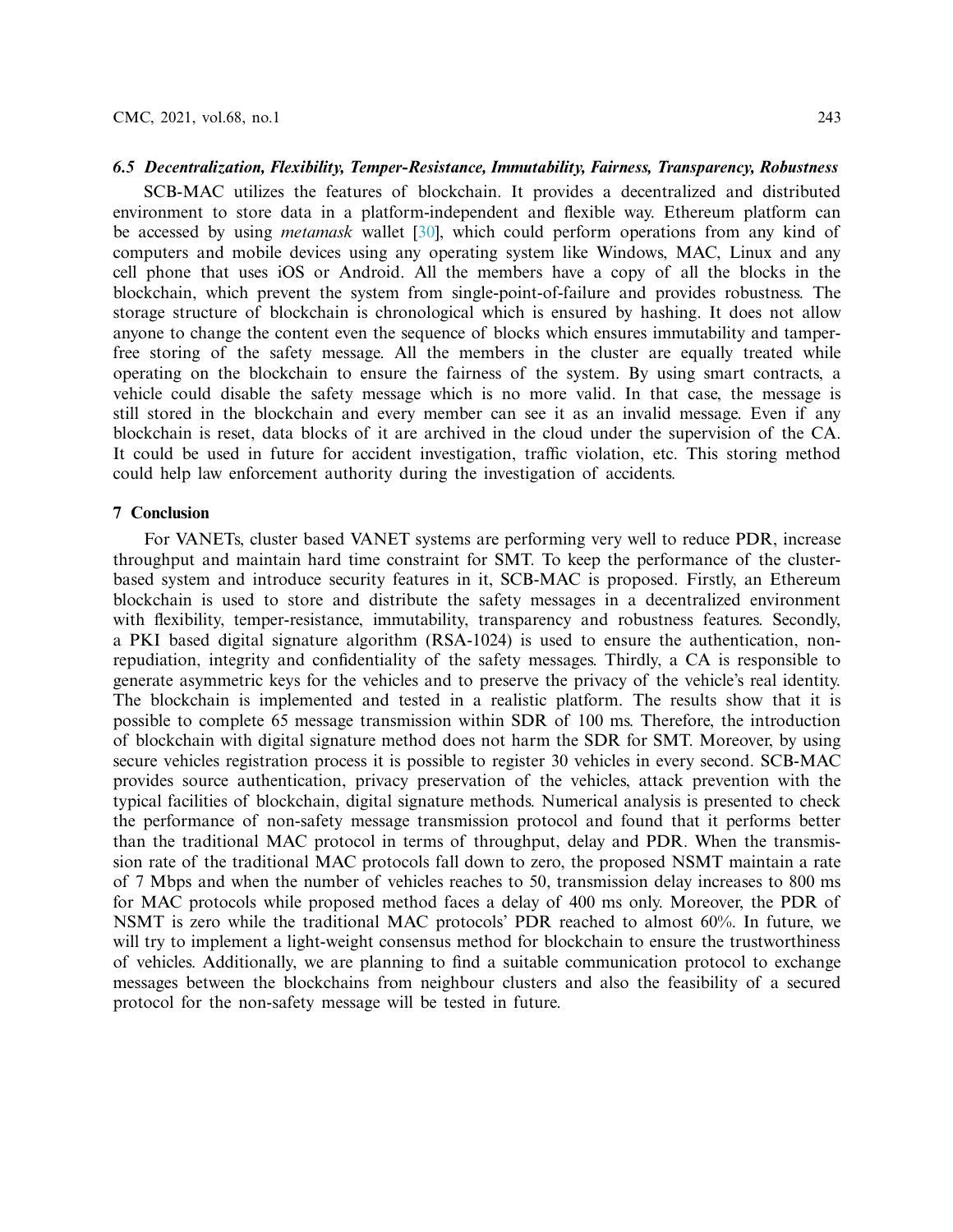### *6.5 Decentralization, Flexibility, Temper-Resistance, Immutability, Fairness, Transparency, Robustness*

SCB-MAC utilizes the features of blockchain. It provides a decentralized and distributed environment to store data in a platform-independent and flexible way. Ethereum platform can be accessed by using *metamask* wallet [30], which could perform operations from any kind of computers and mobile devices using any operating system like Windows, MAC, Linux and any cell phone that uses iOS or Android. All the members have a copy of all the blocks in the blockchain, which prevent the system from single-point-of-failure and provides robustness. The storage structure of blockchain is chronological which is ensured by hashing. It does not allow anyone to change the content even the sequence of blocks which ensures immutability and tamper-free storing of the safety message. All the members in the cluster are equally treated while operating on the blockchain to ensure the fairness of the system. By using smart contracts, a vehicle could disable the safety message which is no more valid. In that case, the message is still stored in the blockchain and every member can see it as an invalid message. Even if any blockchain is reset, data blocks of it are archived in the cloud under the supervision of the CA. It could be used in future for accident investigation, traffic violation, etc. This storing method could help law enforcement authority during the investigation of accidents.

## 7 Conclusion

For VANETs, cluster based VANET systems are performing very well to reduce PDR, increase throughput and maintain hard time constraint for SMT. To keep the performance of the cluster-based system and introduce security features in it, SCB-MAC is proposed. Firstly, an Ethereum blockchain is used to store and distribute the safety messages in a decentralized environment with flexibility, temper-resistance, immutability, transparency and robustness features. Secondly, a PKI based digital signature algorithm (RSA-1024) is used to ensure the authentication, non-repudiation, integrity and confidentiality of the safety messages. Thirdly, a CA is responsible to generate asymmetric keys for the vehicles and to preserve the privacy of the vehicle's real identity. The blockchain is implemented and tested in a realistic platform. The results show that it is possible to complete 65 message transmission within SDR of 100 ms. Therefore, the introduction of blockchain with digital signature method does not harm the SDR for SMT. Moreover, by using secure vehicles registration process it is possible to register 30 vehicles in every second. SCB-MAC provides source authentication, privacy preservation of the vehicles, attack prevention with the typical facilities of blockchain, digital signature methods. Numerical analysis is presented to check the performance of non-safety message transmission protocol and found that it performs better than the traditional MAC protocol in terms of throughput, delay and PDR. When the transmission rate of the traditional MAC protocols fall down to zero, the proposed NSMT maintain a rate of 7 Mbps and when the number of vehicles reaches to 50, transmission delay increases to 800 ms for MAC protocols while proposed method faces a delay of 400 ms only. Moreover, the PDR of NSMT is zero while the traditional MAC protocols' PDR reached to almost 60%. In future, we will try to implement a light-weight consensus method for blockchain to ensure the trustworthiness of vehicles. Additionally, we are planning to find a suitable communication protocol to exchange messages between the blockchains from neighbour clusters and also the feasibility of a secured protocol for the non-safety message will be tested in future.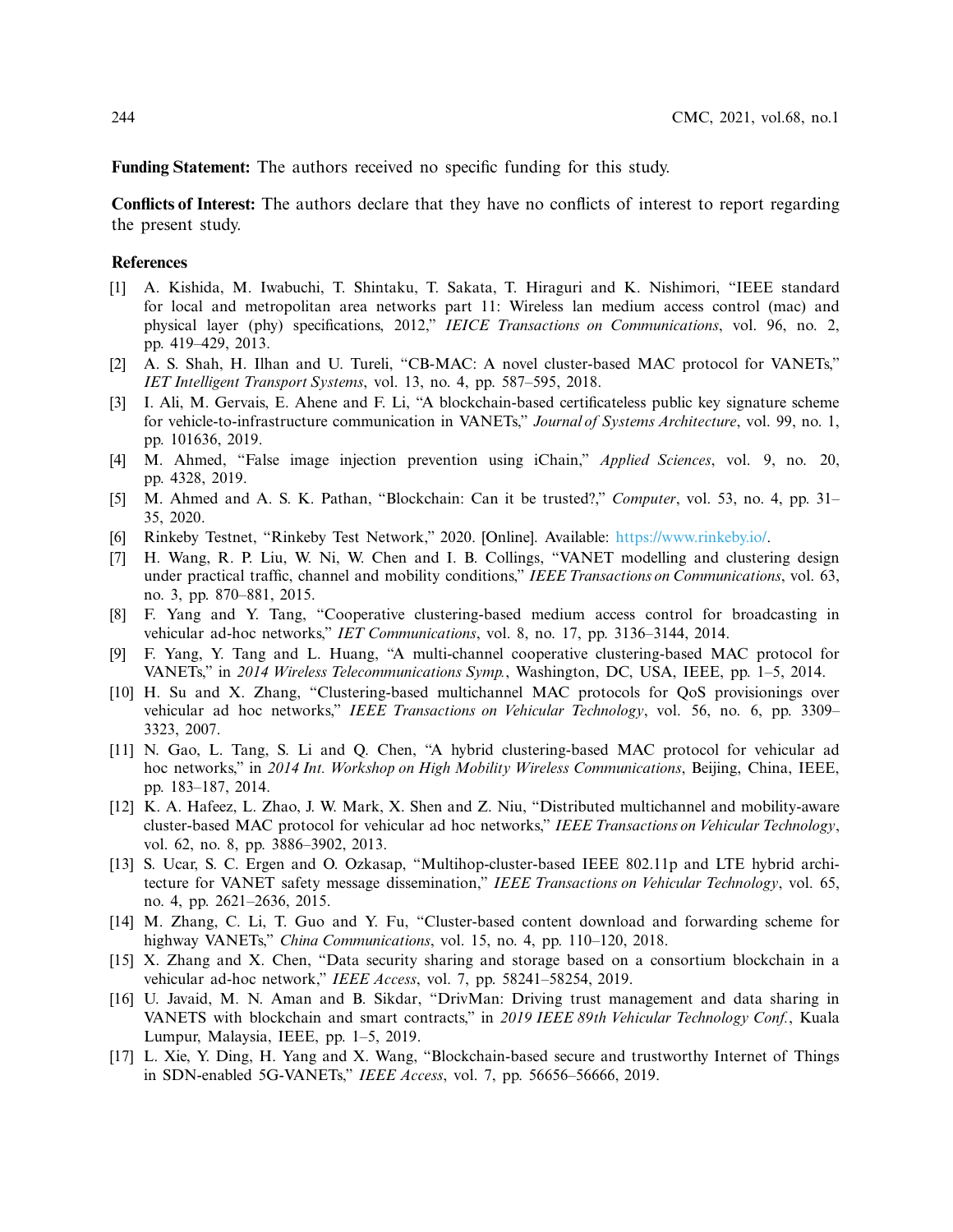**Funding Statement:** The authors received no specific funding for this study.

**Conflicts of Interest:** The authors declare that they have no conflicts of interest to report regarding the present study.

## References

[1] A. Kishida, M. Iwabuchi, T. Shintaku, T. Sakata, T. Hiraguri and K. Nishimori, "IEEE standard for local and metropolitan area networks part 11: Wireless lan medium access control (mac) and physical layer (phy) specifications, 2012," *IEICE Transactions on Communications*, vol. 96, no. 2, pp. 419–429, 2013.

[2] A. S. Shah, H. Ilhan and U. Tureli, "CB-MAC: A novel cluster-based MAC protocol for VANETs," *IET Intelligent Transport Systems*, vol. 13, no. 4, pp. 587–595, 2018.

[3] I. Ali, M. Gervais, E. Ahene and F. Li, "A blockchain-based certificateless public key signature scheme for vehicle-to-infrastructure communication in VANETs," *Journal of Systems Architecture*, vol. 99, no. 1, pp. 101636, 2019.

[4] M. Ahmed, "False image injection prevention using iChain," *Applied Sciences*, vol. 9, no. 20, pp. 4328, 2019.

[5] M. Ahmed and A. S. K. Pathan, "Blockchain: Can it be trusted?," *Computer*, vol. 53, no. 4, pp. 31–35, 2020.

[6] Rinkeby Testnet, "Rinkeby Test Network," 2020. [Online]. Available: https://www.rinkeby.io/.

[7] H. Wang, R. P. Liu, W. Ni, W. Chen and I. B. Collings, "VANET modelling and clustering design under practical traffic, channel and mobility conditions," *IEEE Transactions on Communications*, vol. 63, no. 3, pp. 870–881, 2015.

[8] F. Yang and Y. Tang, "Cooperative clustering-based medium access control for broadcasting in vehicular ad-hoc networks," *IET Communications*, vol. 8, no. 17, pp. 3136–3144, 2014.

[9] F. Yang, Y. Tang and L. Huang, "A multi-channel cooperative clustering-based MAC protocol for VANETs," in *2014 Wireless Telecommunications Symp.*, Washington, DC, USA, IEEE, pp. 1–5, 2014.

[10] H. Su and X. Zhang, "Clustering-based multichannel MAC protocols for QoS provisionings over vehicular ad hoc networks," *IEEE Transactions on Vehicular Technology*, vol. 56, no. 6, pp. 3309–3323, 2007.

[11] N. Gao, L. Tang, S. Li and Q. Chen, "A hybrid clustering-based MAC protocol for vehicular ad hoc networks," in *2014 Int. Workshop on High Mobility Wireless Communications*, Beijing, China, IEEE, pp. 183–187, 2014.

[12] K. A. Hafeez, L. Zhao, J. W. Mark, X. Shen and Z. Niu, "Distributed multichannel and mobility-aware cluster-based MAC protocol for vehicular ad hoc networks," *IEEE Transactions on Vehicular Technology*, vol. 62, no. 8, pp. 3886–3902, 2013.

[13] S. Ucar, S. C. Ergen and O. Ozkasap, "Multihop-cluster-based IEEE 802.11p and LTE hybrid architecture for VANET safety message dissemination," *IEEE Transactions on Vehicular Technology*, vol. 65, no. 4, pp. 2621–2636, 2015.

[14] M. Zhang, C. Li, T. Guo and Y. Fu, "Cluster-based content download and forwarding scheme for highway VANETs," *China Communications*, vol. 15, no. 4, pp. 110–120, 2018.

[15] X. Zhang and X. Chen, "Data security sharing and storage based on a consortium blockchain in a vehicular ad-hoc network," *IEEE Access*, vol. 7, pp. 58241–58254, 2019.

[16] U. Javaid, M. N. Aman and B. Sikdar, "DrivMan: Driving trust management and data sharing in VANETS with blockchain and smart contracts," in *2019 IEEE 89th Vehicular Technology Conf.*, Kuala Lumpur, Malaysia, IEEE, pp. 1–5, 2019.

[17] L. Xie, Y. Ding, H. Yang and X. Wang, "Blockchain-based secure and trustworthy Internet of Things in SDN-enabled 5G-VANETs," *IEEE Access*, vol. 7, pp. 56656–56666, 2019.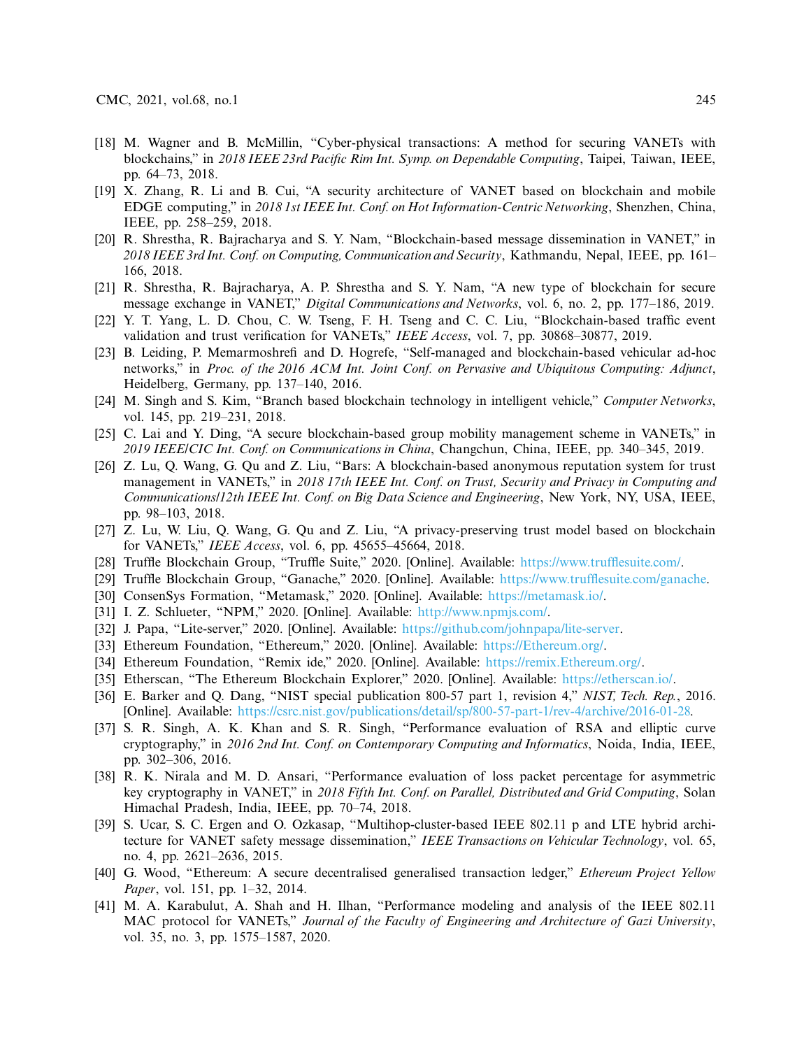[18] M. Wagner and B. McMillin, "Cyber-physical transactions: A method for securing VANETs with blockchains," in *2018 IEEE 23rd Pacific Rim Int. Symp. on Dependable Computing*, Taipei, Taiwan, IEEE, pp. 64–73, 2018.

[19] X. Zhang, R. Li and B. Cui, "A security architecture of VANET based on blockchain and mobile EDGE computing," in *2018 1st IEEE Int. Conf. on Hot Information-Centric Networking*, Shenzhen, China, IEEE, pp. 258–259, 2018.

[20] R. Shrestha, R. Bajracharya and S. Y. Nam, "Blockchain-based message dissemination in VANET," in *2018 IEEE 3rd Int. Conf. on Computing, Communication and Security*, Kathmandu, Nepal, IEEE, pp. 161–166, 2018.

[21] R. Shrestha, R. Bajracharya, A. P. Shrestha and S. Y. Nam, "A new type of blockchain for secure message exchange in VANET," *Digital Communications and Networks*, vol. 6, no. 2, pp. 177–186, 2019.

[22] Y. T. Yang, L. D. Chou, C. W. Tseng, F. H. Tseng and C. C. Liu, "Blockchain-based traffic event validation and trust verification for VANETs," *IEEE Access*, vol. 7, pp. 30868–30877, 2019.

[23] B. Leiding, P. Memarmoshrefi and D. Hogrefe, "Self-managed and blockchain-based vehicular ad-hoc networks," in *Proc. of the 2016 ACM Int. Joint Conf. on Pervasive and Ubiquitous Computing: Adjunct*, Heidelberg, Germany, pp. 137–140, 2016.

[24] M. Singh and S. Kim, "Branch based blockchain technology in intelligent vehicle," *Computer Networks*, vol. 145, pp. 219–231, 2018.

[25] C. Lai and Y. Ding, "A secure blockchain-based group mobility management scheme in VANETs," in *2019 IEEE/CIC Int. Conf. on Communications in China*, Changchun, China, IEEE, pp. 340–345, 2019.

[26] Z. Lu, Q. Wang, G. Qu and Z. Liu, "Bars: A blockchain-based anonymous reputation system for trust management in VANETs," in *2018 17th IEEE Int. Conf. on Trust, Security and Privacy in Computing and Communications/12th IEEE Int. Conf. on Big Data Science and Engineering*, New York, NY, USA, IEEE, pp. 98–103, 2018.

[27] Z. Lu, W. Liu, Q. Wang, G. Qu and Z. Liu, "A privacy-preserving trust model based on blockchain for VANETs," *IEEE Access*, vol. 6, pp. 45655–45664, 2018.

[28] Truffle Blockchain Group, "Truffle Suite," 2020. [Online]. Available: https://www.trufflesuite.com/.

[29] Truffle Blockchain Group, "Ganache," 2020. [Online]. Available: https://www.trufflesuite.com/ganache.

[30] ConsenSys Formation, "Metamask," 2020. [Online]. Available: https://metamask.io/.

[31] I. Z. Schlueter, "NPM," 2020. [Online]. Available: http://www.npmjs.com/.

[32] J. Papa, "Lite-server," 2020. [Online]. Available: https://github.com/johnpapa/lite-server.

[33] Ethereum Foundation, "Ethereum," 2020. [Online]. Available: https://Ethereum.org/.

[34] Ethereum Foundation, "Remix ide," 2020. [Online]. Available: https://remix.Ethereum.org/.

[35] Etherscan, "The Ethereum Blockchain Explorer," 2020. [Online]. Available: https://etherscan.io/.

[36] E. Barker and Q. Dang, "NIST special publication 800-57 part 1, revision 4," *NIST, Tech. Rep.*, 2016. [Online]. Available: https://csrc.nist.gov/publications/detail/sp/800-57-part-1/rev-4/archive/2016-01-28.

[37] S. R. Singh, A. K. Khan and S. R. Singh, "Performance evaluation of RSA and elliptic curve cryptography," in *2016 2nd Int. Conf. on Contemporary Computing and Informatics*, Noida, India, IEEE, pp. 302–306, 2016.

[38] R. K. Nirala and M. D. Ansari, "Performance evaluation of loss packet percentage for asymmetric key cryptography in VANET," in *2018 Fifth Int. Conf. on Parallel, Distributed and Grid Computing*, Solan Himachal Pradesh, India, IEEE, pp. 70–74, 2018.

[39] S. Ucar, S. C. Ergen and O. Ozkasap, "Multihop-cluster-based IEEE 802.11 p and LTE hybrid architecture for VANET safety message dissemination," *IEEE Transactions on Vehicular Technology*, vol. 65, no. 4, pp. 2621–2636, 2015.

[40] G. Wood, "Ethereum: A secure decentralised generalised transaction ledger," *Ethereum Project Yellow Paper*, vol. 151, pp. 1–32, 2014.

[41] M. A. Karabulut, A. Shah and H. Ilhan, "Performance modeling and analysis of the IEEE 802.11 MAC protocol for VANETs," *Journal of the Faculty of Engineering and Architecture of Gazi University*, vol. 35, no. 3, pp. 1575–1587, 2020.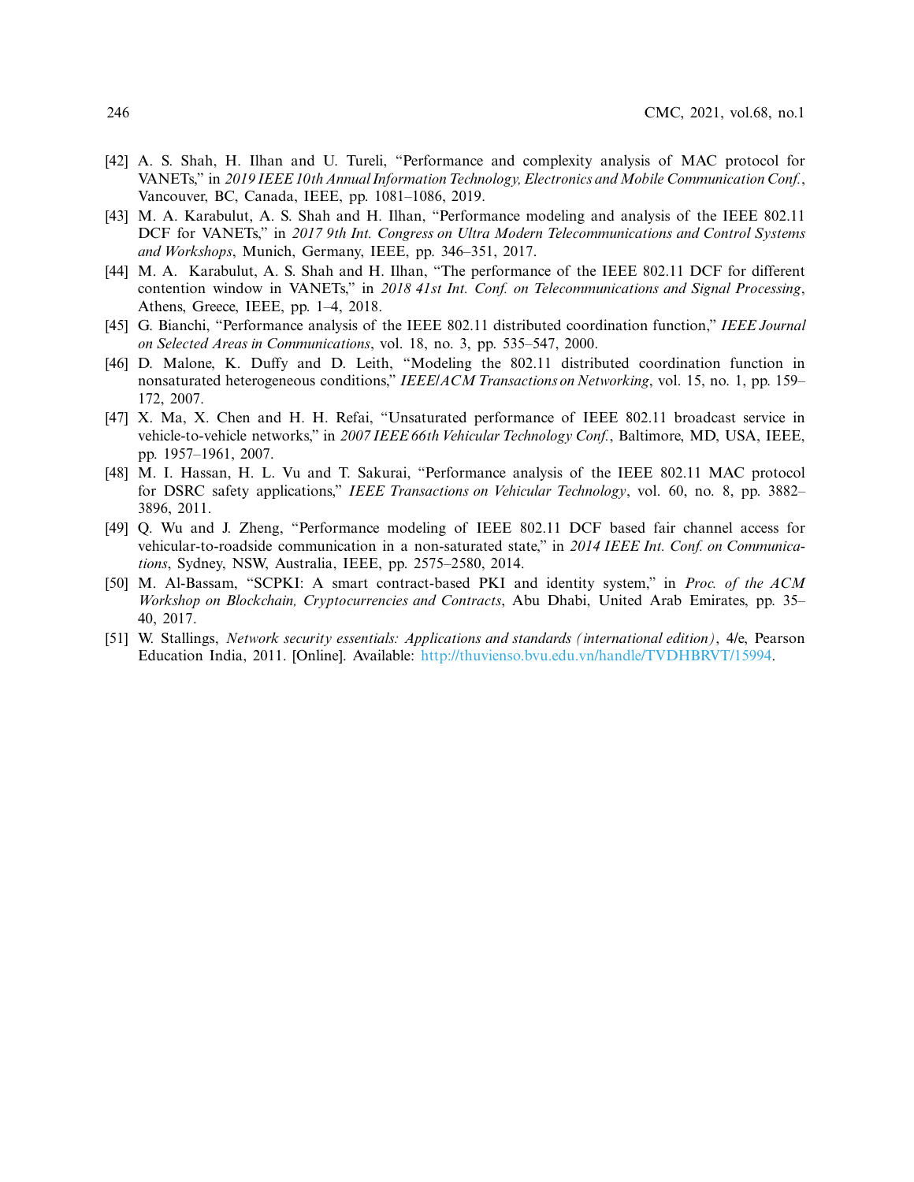[42] A. S. Shah, H. Ilhan and U. Tureli, “Performance and complexity analysis of MAC protocol for VANETs,” in *2019 IEEE 10th Annual Information Technology, Electronics and Mobile Communication Conf.*, Vancouver, BC, Canada, IEEE, pp. 1081–1086, 2019.

[43] M. A. Karabulut, A. S. Shah and H. Ilhan, “Performance modeling and analysis of the IEEE 802.11 DCF for VANETs,” in *2017 9th Int. Congress on Ultra Modern Telecommunications and Control Systems and Workshops*, Munich, Germany, IEEE, pp. 346–351, 2017.

[44] M. A. Karabulut, A. S. Shah and H. Ilhan, “The performance of the IEEE 802.11 DCF for different contention window in VANETs,” in *2018 41st Int. Conf. on Telecommunications and Signal Processing*, Athens, Greece, IEEE, pp. 1–4, 2018.

[45] G. Bianchi, “Performance analysis of the IEEE 802.11 distributed coordination function,” *IEEE Journal on Selected Areas in Communications*, vol. 18, no. 3, pp. 535–547, 2000.

[46] D. Malone, K. Duffy and D. Leith, “Modeling the 802.11 distributed coordination function in nonsaturated heterogeneous conditions,” *IEEE/ACM Transactions on Networking*, vol. 15, no. 1, pp. 159–172, 2007.

[47] X. Ma, X. Chen and H. H. Refai, “Unsaturated performance of IEEE 802.11 broadcast service in vehicle-to-vehicle networks,” in *2007 IEEE 66th Vehicular Technology Conf.*, Baltimore, MD, USA, IEEE, pp. 1957–1961, 2007.

[48] M. I. Hassan, H. L. Vu and T. Sakurai, “Performance analysis of the IEEE 802.11 MAC protocol for DSRC safety applications,” *IEEE Transactions on Vehicular Technology*, vol. 60, no. 8, pp. 3882–3896, 2011.

[49] Q. Wu and J. Zheng, “Performance modeling of IEEE 802.11 DCF based fair channel access for vehicular-to-roadside communication in a non-saturated state,” in *2014 IEEE Int. Conf. on Communications*, Sydney, NSW, Australia, IEEE, pp. 2575–2580, 2014.

[50] M. Al-Bassam, “SCPKI: A smart contract-based PKI and identity system,” in *Proc. of the ACM Workshop on Blockchain, Cryptocurrencies and Contracts*, Abu Dhabi, United Arab Emirates, pp. 35–40, 2017.

[51] W. Stallings, *Network security essentials: Applications and standards (international edition)*, 4/e, Pearson Education India, 2011. [Online]. Available: http://thuvienso.bvu.edu.vn/handle/TVDHBRVT/15994.